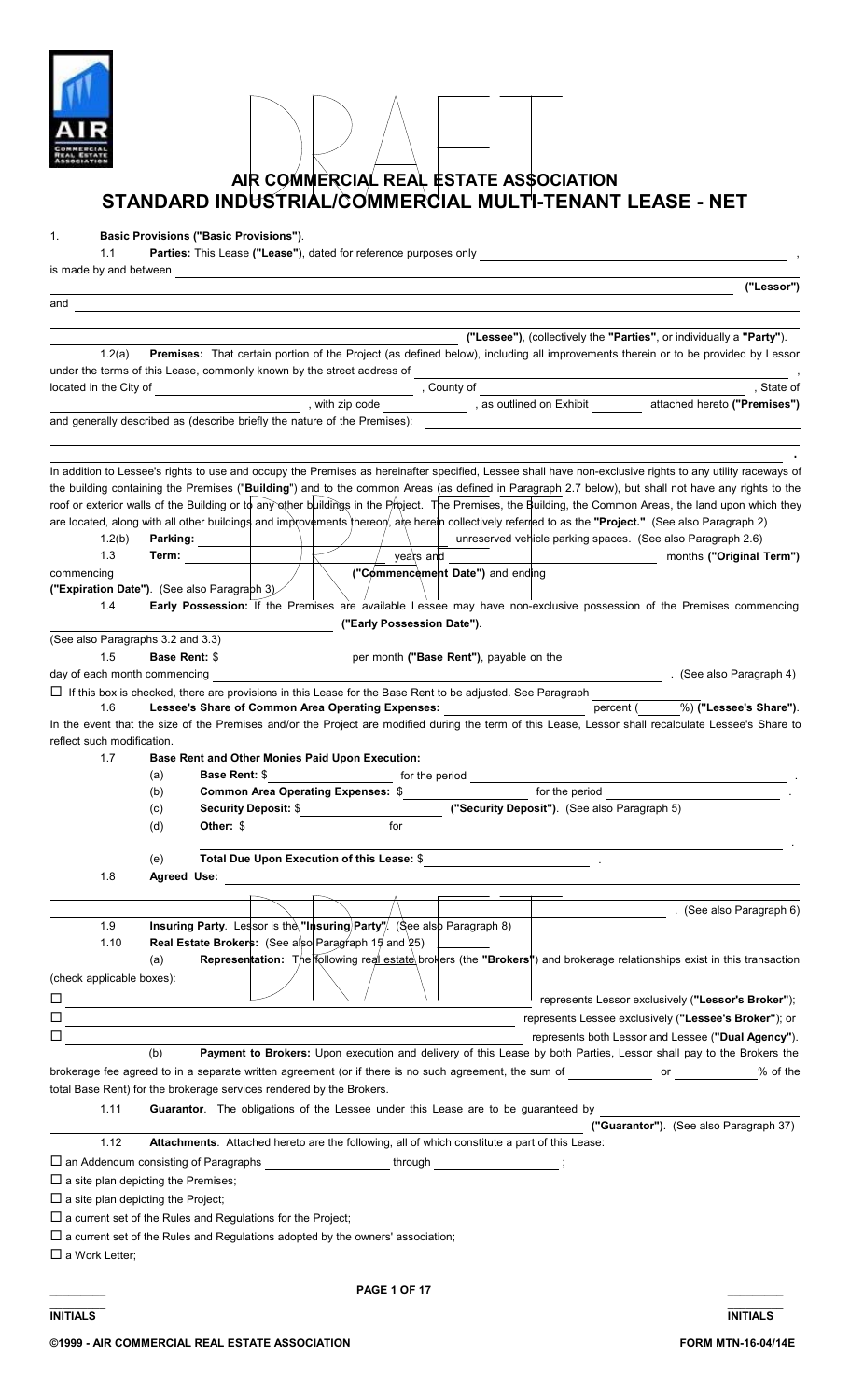# AIR COMMERCIAL REAL ESTATE ASSOCIATION
# STANDARD INDUSTRIAL/COMMERCIAL MULTI-TENANT LEASE - NET

1. **Basic Provisions ("Basic Provisions")**.

1.1 **Parties:** This Lease **("Lease")**, dated for reference purposes only ______________________________, is made by and between ______________________________ **("Lessor")** and ______________________________ **("Lessee")**, (collectively the **"Parties"**, or individually a **"Party"**).

1.2(a) **Premises:** That certain portion of the Project (as defined below), including all improvements therein or to be provided by Lessor under the terms of this Lease, commonly known by the street address of ______________________________, located in the City of ______________, County of ______________, State of ______________, with zip code ______________, as outlined on Exhibit ________ attached hereto **("Premises")** and generally described as (describe briefly the nature of the Premises): ______________________________.

In addition to Lessee's rights to use and occupy the Premises as hereinafter specified, Lessee shall have non-exclusive rights to any utility raceways of the building containing the Premises ("**Building**") and to the common Areas (as defined in Paragraph 2.7 below), but shall not have any rights to the roof or exterior walls of the Building or to any other buildings in the Project. The Premises, the Building, the Common Areas, the land upon which they are located, along with all other buildings and improvements thereon, are herein collectively referred to as the **"Project."** (See also Paragraph 2)

1.2(b) **Parking:** ______________ unreserved vehicle parking spaces. (See also Paragraph 2.6)

1.3 **Term:** ______________ years and ______________ months **("Original Term")** commencing ______________ **("Commencement Date")** and ending ______________ **("Expiration Date")**. (See also Paragraph 3)

1.4 **Early Possession:** If the Premises are available Lessee may have non-exclusive possession of the Premises commencing ______________ **("Early Possession Date")**. (See also Paragraphs 3.2 and 3.3)

1.5 **Base Rent:** $______________ per month **("Base Rent")**, payable on the ______________ day of each month commencing ______________. (See also Paragraph 4)

☐ If this box is checked, there are provisions in this Lease for the Base Rent to be adjusted. See Paragraph ________

1.6 **Lessee's Share of Common Area Operating Expenses:** ______________ percent (______%) **("Lessee's Share")**. In the event that the size of the Premises and/or the Project are modified during the term of this Lease, Lessor shall recalculate Lessee's Share to reflect such modification.

1.7 **Base Rent and Other Monies Paid Upon Execution:**

(a) **Base Rent:** $______________ for the period ______________.

(b) **Common Area Operating Expenses:** $______________ for the period ______________.

(c) **Security Deposit:** $______________ **("Security Deposit")**. (See also Paragraph 5)

(d) **Other:** $______________ for ______________.

(e) **Total Due Upon Execution of this Lease:** $______________.

1.8 **Agreed Use:** ______________________________. (See also Paragraph 6)

1.9 **Insuring Party**. Lessor is the **"Insuring Party"**. (See also Paragraph 8)

1.10 **Real Estate Brokers:** (See also Paragraph 15 and 25)

(a) **Representation:** The following real estate brokers (the **"Brokers"**) and brokerage relationships exist in this transaction (check applicable boxes):

☐ ______________________________ represents Lessor exclusively (**"Lessor's Broker"**);

☐ ______________________________ represents Lessee exclusively (**"Lessee's Broker"**); or

☐ ______________________________ represents both Lessor and Lessee (**"Dual Agency"**).

(b) **Payment to Brokers:** Upon execution and delivery of this Lease by both Parties, Lessor shall pay to the Brokers the brokerage fee agreed to in a separate written agreement (or if there is no such agreement, the sum of ______________ or ______________% of the total Base Rent) for the brokerage services rendered by the Brokers.

1.11 **Guarantor**. The obligations of the Lessee under this Lease are to be guaranteed by ______________________________ **("Guarantor")**. (See also Paragraph 37)

1.12 **Attachments**. Attached hereto are the following, all of which constitute a part of this Lease:

☐ an Addendum consisting of Paragraphs ______________ through ______________;

☐ a site plan depicting the Premises;

☐ a site plan depicting the Project;

☐ a current set of the Rules and Regulations for the Project;

☐ a current set of the Rules and Regulations adopted by the owners' association;

☐ a Work Letter;

________ INITIALS ________ INITIALS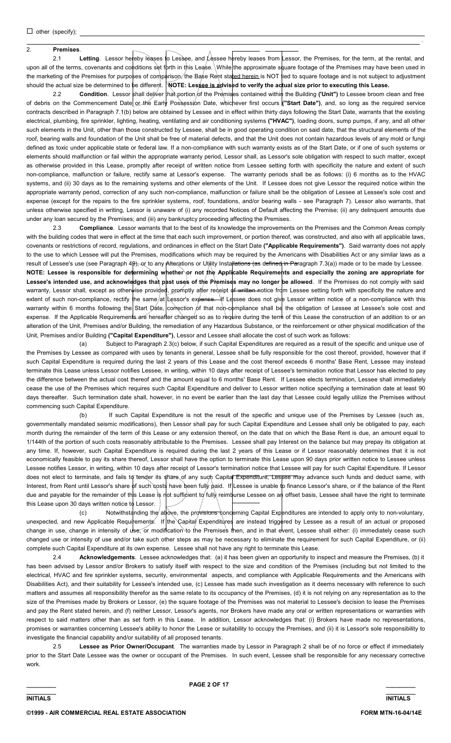☐ other (specify): \_\_\_\_\_\_\_\_\_\_\_\_\_\_\_\_\_\_\_\_\_\_\_\_\_\_\_\_\_\_\_\_\_\_\_\_\_\_\_\_\_\_\_\_\_\_\_\_\_\_\_\_\_\_\_\_\_\_\_\_\_\_\_\_\_\_\_\_\_\_\_\_\_\_\_\_\_\_\_\_\_\_\_\_\_\_\_\_\_\_.

2. **Premises**.

2.1 **Letting**. Lessor hereby leases to Lessee, and Lessee hereby leases from Lessor, the Premises, for the term, at the rental, and upon all of the terms, covenants and conditions set forth in this Lease. While the approximate square footage of the Premises may have been used in the marketing of the Premises for purposes of comparison, the Base Rent stated herein is NOT tied to square footage and is not subject to adjustment should the actual size be determined to be different. **NOTE: Lessee is advised to verify the actual size prior to executing this Lease.**

2.2 **Condition**. Lessor shall deliver that portion of the Premises contained within the Building **("Unit")** to Lessee broom clean and free of debris on the Commencement Date or the Early Possession Date, whichever first occurs **("Start Date")**, and, so long as the required service contracts described in Paragraph 7.1(b) below are obtained by Lessee and in effect within thirty days following the Start Date, warrants that the existing electrical, plumbing, fire sprinkler, lighting, heating, ventilating and air conditioning systems **("HVAC")**, loading doors, sump pumps, if any, and all other such elements in the Unit, other than those constructed by Lessee, shall be in good operating condition on said date, that the structural elements of the roof, bearing walls and foundation of the Unit shall be free of material defects, and that the Unit does not contain hazardous levels of any mold or fungi defined as toxic under applicable state or federal law. If a non-compliance with such warranty exists as of the Start Date, or if one of such systems or elements should malfunction or fail within the appropriate warranty period, Lessor shall, as Lessor's sole obligation with respect to such matter, except as otherwise provided in this Lease, promptly after receipt of written notice from Lessee setting forth with specificity the nature and extent of such non-compliance, malfunction or failure, rectify same at Lessor's expense. The warranty periods shall be as follows: (i) 6 months as to the HVAC systems, and (ii) 30 days as to the remaining systems and other elements of the Unit. If Lessee does not give Lessor the required notice within the appropriate warranty period, correction of any such non-compliance, malfunction or failure shall be the obligation of Lessee at Lessee's sole cost and expense (except for the repairs to the fire sprinkler systems, roof, foundations, and/or bearing walls - see Paragraph 7). Lessor also warrants, that unless otherwise specified in writing, Lessor is unaware of (i) any recorded Notices of Default affecting the Premise; (ii) any delinquent amounts due under any loan secured by the Premises; and (iii) any bankruptcy proceeding affecting the Premises.

2.3 **Compliance**. Lessor warrants that to the best of its knowledge the improvements on the Premises and the Common Areas comply with the building codes that were in effect at the time that each such improvement, or portion thereof, was constructed, and also with all applicable laws, covenants or restrictions of record, regulations, and ordinances in effect on the Start Date **("Applicable Requirements")**. Said warranty does not apply to the use to which Lessee will put the Premises, modifications which may be required by the Americans with Disabilities Act or any similar laws as a result of Lessee's use (see Paragraph 49), or to any Alterations or Utility Installations (as defined in Paragraph 7.3(a)) made or to be made by Lessee. **NOTE: Lessee is responsible for determining whether or not the Applicable Requirements and especially the zoning are appropriate for Lessee's intended use, and acknowledges that past uses of the Premises may no longer be allowed**. If the Premises do not comply with said warranty, Lessor shall, except as otherwise provided, promptly after receipt of written notice from Lessee setting forth with specificity the nature and extent of such non-compliance, rectify the same at Lessor's expense. If Lessee does not give Lessor written notice of a non-compliance with this warranty within 6 months following the Start Date, correction of that non-compliance shall be the obligation of Lessee at Lessee's sole cost and expense. If the Applicable Requirements are hereafter changed so as to require during the term of this Lease the construction of an addition to or an alteration of the Unit, Premises and/or Building, the remediation of any Hazardous Substance, or the reinforcement or other physical modification of the Unit, Premises and/or Building **("Capital Expenditure")**, Lessor and Lessee shall allocate the cost of such work as follows:

(a) Subject to Paragraph 2.3(c) below, if such Capital Expenditures are required as a result of the specific and unique use of the Premises by Lessee as compared with uses by tenants in general, Lessee shall be fully responsible for the cost thereof, provided, however that if such Capital Expenditure is required during the last 2 years of this Lease and the cost thereof exceeds 6 months' Base Rent, Lessee may instead terminate this Lease unless Lessor notifies Lessee, in writing, within 10 days after receipt of Lessee's termination notice that Lessor has elected to pay the difference between the actual cost thereof and the amount equal to 6 months' Base Rent. If Lessee elects termination, Lessee shall immediately cease the use of the Premises which requires such Capital Expenditure and deliver to Lessor written notice specifying a termination date at least 90 days thereafter. Such termination date shall, however, in no event be earlier than the last day that Lessee could legally utilize the Premises without commencing such Capital Expenditure.

(b) If such Capital Expenditure is not the result of the specific and unique use of the Premises by Lessee (such as, governmentally mandated seismic modifications), then Lessor shall pay for such Capital Expenditure and Lessee shall only be obligated to pay, each month during the remainder of the term of this Lease or any extension thereof, on the date that on which the Base Rent is due, an amount equal to 1/144th of the portion of such costs reasonably attributable to the Premises. Lessee shall pay Interest on the balance but may prepay its obligation at any time. If, however, such Capital Expenditure is required during the last 2 years of this Lease or if Lessor reasonably determines that it is not economically feasible to pay its share thereof, Lessor shall have the option to terminate this Lease upon 90 days prior written notice to Lessee unless Lessee notifies Lessor, in writing, within 10 days after receipt of Lessor's termination notice that Lessee will pay for such Capital Expenditure. If Lessor does not elect to terminate, and fails to tender its share of any such Capital Expenditure, Lessee may advance such funds and deduct same, with Interest, from Rent until Lessor's share of such costs have been fully paid. If Lessee is unable to finance Lessor's share, or if the balance of the Rent due and payable for the remainder of this Lease is not sufficient to fully reimburse Lessee on an offset basis, Lessee shall have the right to terminate this Lease upon 30 days written notice to Lessor.

(c) Notwithstanding the above, the provisions concerning Capital Expenditures are intended to apply only to non-voluntary, unexpected, and new Applicable Requirements. If the Capital Expenditures are instead triggered by Lessee as a result of an actual or proposed change in use, change in intensity of use, or modification to the Premises then, and in that event, Lessee shall either: (i) immediately cease such changed use or intensity of use and/or take such other steps as may be necessary to eliminate the requirement for such Capital Expenditure, or (ii) complete such Capital Expenditure at its own expense. Lessee shall not have any right to terminate this Lease.

2.4 **Acknowledgements**. Lessee acknowledges that: (a) it has been given an opportunity to inspect and measure the Premises, (b) it has been advised by Lessor and/or Brokers to satisfy itself with respect to the size and condition of the Premises (including but not limited to the electrical, HVAC and fire sprinkler systems, security, environmental aspects, and compliance with Applicable Requirements and the Americans with Disabilities Act), and their suitability for Lessee's intended use, (c) Lessee has made such investigation as it deems necessary with reference to such matters and assumes all responsibility therefor as the same relate to its occupancy of the Premises, (d) it is not relying on any representation as to the size of the Premises made by Brokers or Lessor, (e) the square footage of the Premises was not material to Lessee's decision to lease the Premises and pay the Rent stated herein, and (f) neither Lessor, Lessor's agents, nor Brokers have made any oral or written representations or warranties with respect to said matters other than as set forth in this Lease. In addition, Lessor acknowledges that: (i) Brokers have made no representations, promises or warranties concerning Lessee's ability to honor the Lease or suitability to occupy the Premises, and (ii) it is Lessor's sole responsibility to investigate the financial capability and/or suitability of all proposed tenants.

2.5 **Lessee as Prior Owner/Occupant**. The warranties made by Lessor in Paragraph 2 shall be of no force or effect if immediately prior to the Start Date Lessee was the owner or occupant of the Premises. In such event, Lessee shall be responsible for any necessary corrective work.

\_\_\_\_\_\_\_\_\_\_ INITIALS

\_\_\_\_\_\_\_\_\_\_ INITIALS

©1999 - AIR COMMERCIAL REAL ESTATE ASSOCIATION

FORM MTN-16-04/14E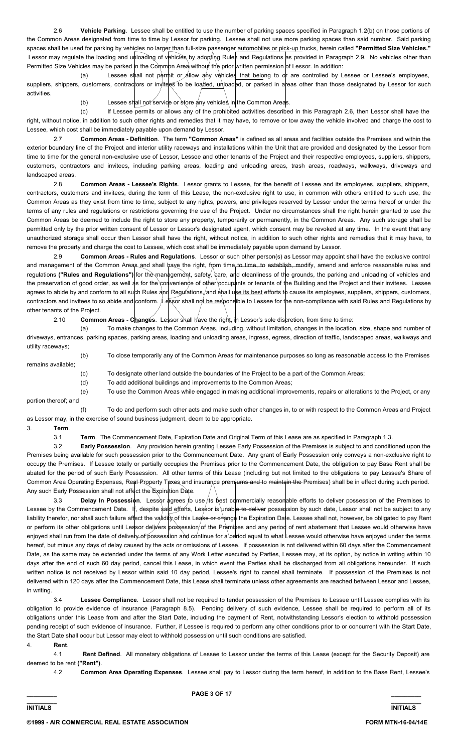2.6 **Vehicle Parking**. Lessee shall be entitled to use the number of parking spaces specified in Paragraph 1.2(b) on those portions of the Common Areas designated from time to time by Lessor for parking. Lessee shall not use more parking spaces than said number. Said parking spaces shall be used for parking by vehicles no larger than full-size passenger automobiles or pick-up trucks, herein called **"Permitted Size Vehicles."** Lessor may regulate the loading and unloading of vehicles by adopting Rules and Regulations as provided in Paragraph 2.9. No vehicles other than Permitted Size Vehicles may be parked in the Common Area without the prior written permission of Lessor. In addition:

(a) Lessee shall not permit or allow any vehicles that belong to or are controlled by Lessee or Lessee's employees, suppliers, shippers, customers, contractors or invitees to be loaded, unloaded, or parked in areas other than those designated by Lessor for such activities.

(b) Lessee shall not service or store any vehicles in the Common Areas.

(c) If Lessee permits or allows any of the prohibited activities described in this Paragraph 2.6, then Lessor shall have the right, without notice, in addition to such other rights and remedies that it may have, to remove or tow away the vehicle involved and charge the cost to Lessee, which cost shall be immediately payable upon demand by Lessor.

2.7 **Common Areas - Definition**. The term **"Common Areas"** is defined as all areas and facilities outside the Premises and within the exterior boundary line of the Project and interior utility raceways and installations within the Unit that are provided and designated by the Lessor from time to time for the general non-exclusive use of Lessor, Lessee and other tenants of the Project and their respective employees, suppliers, shippers, customers, contractors and invitees, including parking areas, loading and unloading areas, trash areas, roadways, walkways, driveways and landscaped areas.

2.8 **Common Areas - Lessee's Rights**. Lessor grants to Lessee, for the benefit of Lessee and its employees, suppliers, shippers, contractors, customers and invitees, during the term of this Lease, the non-exclusive right to use, in common with others entitled to such use, the Common Areas as they exist from time to time, subject to any rights, powers, and privileges reserved by Lessor under the terms hereof or under the terms of any rules and regulations or restrictions governing the use of the Project. Under no circumstances shall the right herein granted to use the Common Areas be deemed to include the right to store any property, temporarily or permanently, in the Common Areas. Any such storage shall be permitted only by the prior written consent of Lessor or Lessor's designated agent, which consent may be revoked at any time. In the event that any unauthorized storage shall occur then Lessor shall have the right, without notice, in addition to such other rights and remedies that it may have, to remove the property and charge the cost to Lessee, which cost shall be immediately payable upon demand by Lessor.

2.9 **Common Areas - Rules and Regulations**. Lessor or such other person(s) as Lessor may appoint shall have the exclusive control and management of the Common Areas and shall have the right, from time to time, to establish, modify, amend and enforce reasonable rules and regulations **("Rules and Regulations")** for the management, safety, care, and cleanliness of the grounds, the parking and unloading of vehicles and the preservation of good order, as well as for the convenience of other occupants or tenants of the Building and the Project and their invitees. Lessee agrees to abide by and conform to all such Rules and Regulations, and shall use its best efforts to cause its employees, suppliers, shippers, customers, contractors and invitees to so abide and conform. Lessor shall not be responsible to Lessee for the non-compliance with said Rules and Regulations by other tenants of the Project.

2.10 **Common Areas - Changes**. Lessor shall have the right, in Lessor's sole discretion, from time to time:

(a) To make changes to the Common Areas, including, without limitation, changes in the location, size, shape and number of driveways, entrances, parking spaces, parking areas, loading and unloading areas, ingress, egress, direction of traffic, landscaped areas, walkways and utility raceways;

(b) To close temporarily any of the Common Areas for maintenance purposes so long as reasonable access to the Premises remains available;

(c) To designate other land outside the boundaries of the Project to be a part of the Common Areas;

(d) To add additional buildings and improvements to the Common Areas;

(e) To use the Common Areas while engaged in making additional improvements, repairs or alterations to the Project, or any portion thereof; and

(f) To do and perform such other acts and make such other changes in, to or with respect to the Common Areas and Project as Lessor may, in the exercise of sound business judgment, deem to be appropriate.

3. **Term**.

3.1 **Term**. The Commencement Date, Expiration Date and Original Term of this Lease are as specified in Paragraph 1.3.

3.2 **Early Possession**. Any provision herein granting Lessee Early Possession of the Premises is subject to and conditioned upon the Premises being available for such possession prior to the Commencement Date. Any grant of Early Possession only conveys a non-exclusive right to occupy the Premises. If Lessee totally or partially occupies the Premises prior to the Commencement Date, the obligation to pay Base Rent shall be abated for the period of such Early Possession. All other terms of this Lease (including but not limited to the obligations to pay Lessee's Share of Common Area Operating Expenses, Real Property Taxes and insurance premiums ~~and to maintain the~~ Premises) shall be in effect during such period. Any such Early Possession shall not affect the Expiration Date.

3.3 **Delay In Possession**. Lessor agrees to use its best commercially reasonable efforts to deliver possession of the Premises to Lessee by the Commencement Date. If, despite said efforts, Lessor is unable ~~to deliver~~ possession by such date, Lessor shall not be subject to any liability therefor, nor shall such failure affect the validity of this Lease ~~or change~~ the Expiration Date. Lessee shall not, however, be obligated to pay Rent or perform its other obligations until Lessor delivers possession of the Premises and any period of rent abatement that Lessee would otherwise have enjoyed shall run from the date of delivery of possession and continue for a period equal to what Lessee would otherwise have enjoyed under the terms hereof, but minus any days of delay caused by the acts or omissions of Lessee. If possession is not delivered within 60 days after the Commencement Date, as the same may be extended under the terms of any Work Letter executed by Parties, Lessee may, at its option, by notice in writing within 10 days after the end of such 60 day period, cancel this Lease, in which event the Parties shall be discharged from all obligations hereunder. If such written notice is not received by Lessor within said 10 day period, Lessee's right to cancel shall terminate. If possession of the Premises is not delivered within 120 days after the Commencement Date, this Lease shall terminate unless other agreements are reached between Lessor and Lessee, in writing.

3.4 **Lessee Compliance**. Lessor shall not be required to tender possession of the Premises to Lessee until Lessee complies with its obligation to provide evidence of insurance (Paragraph 8.5). Pending delivery of such evidence, Lessee shall be required to perform all of its obligations under this Lease from and after the Start Date, including the payment of Rent, notwithstanding Lessor's election to withhold possession pending receipt of such evidence of insurance. Further, if Lessee is required to perform any other conditions prior to or concurrent with the Start Date, the Start Date shall occur but Lessor may elect to withhold possession until such conditions are satisfied.

4. **Rent**.

4.1 **Rent Defined**. All monetary obligations of Lessee to Lessor under the terms of this Lease (except for the Security Deposit) are deemed to be rent **("Rent")**.

4.2 **Common Area Operating Expenses**. Lessee shall pay to Lessor during the term hereof, in addition to the Base Rent, Lessee's

INITIALS INITIALS

©1999 - AIR COMMERCIAL REAL ESTATE ASSOCIATION FORM MTN-16-04/14E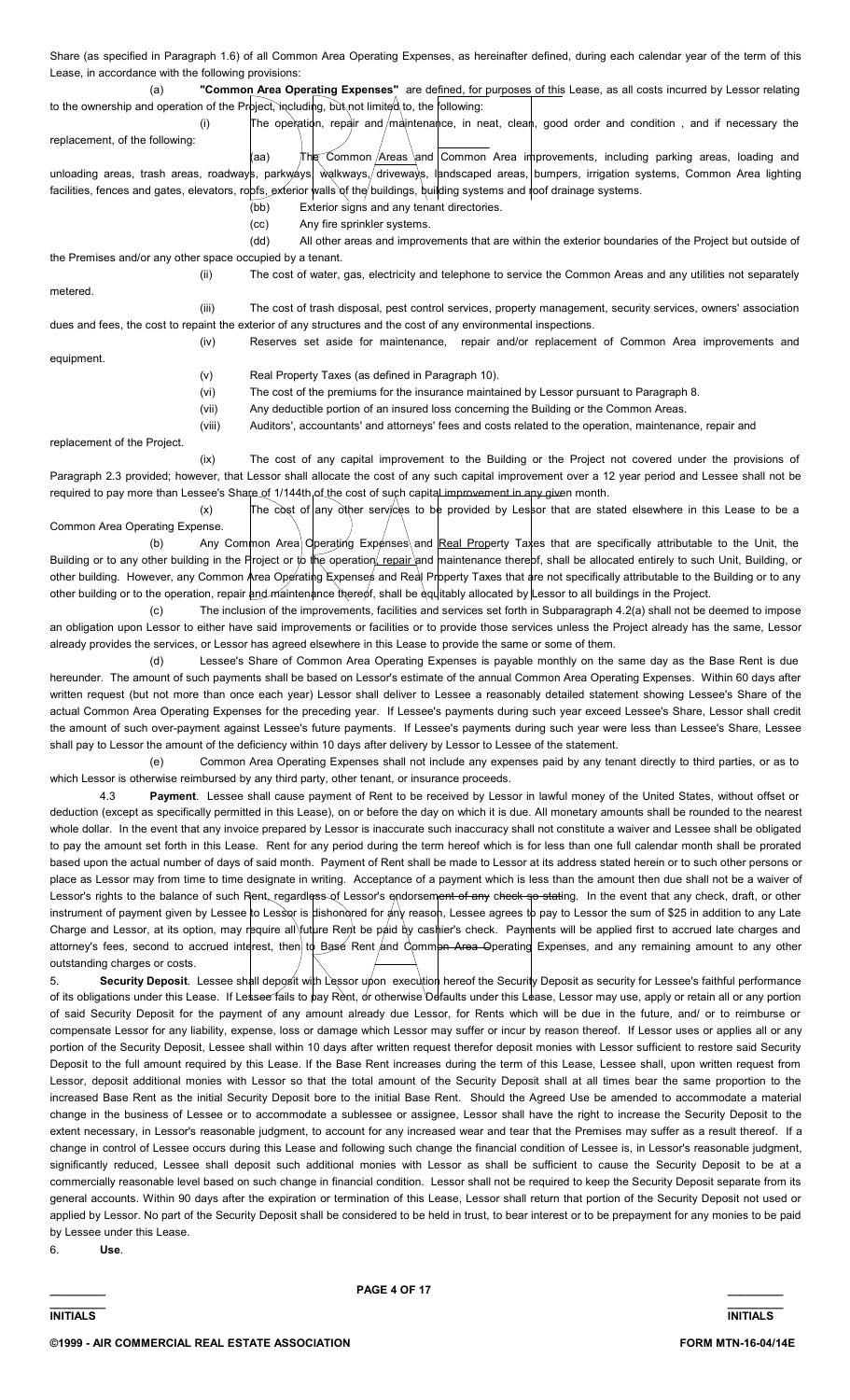Share (as specified in Paragraph 1.6) of all Common Area Operating Expenses, as hereinafter defined, during each calendar year of the term of this Lease, in accordance with the following provisions:

(a) **"Common Area Operating Expenses"** are defined, for purposes of this Lease, as all costs incurred by Lessor relating to the ownership and operation of the Project, including, but not limited to, the following:

(i) The operation, repair and maintenance, in neat, clean, good order and condition , and if necessary the replacement, of the following:

(aa) The Common Areas and Common Area improvements, including parking areas, loading and unloading areas, trash areas, roadways, parkways, walkways, driveways, landscaped areas, bumpers, irrigation systems, Common Area lighting facilities, fences and gates, elevators, roofs, exterior walls of the buildings, building systems and roof drainage systems.

(bb) Exterior signs and any tenant directories.

(cc) Any fire sprinkler systems.

(dd) All other areas and improvements that are within the exterior boundaries of the Project but outside of the Premises and/or any other space occupied by a tenant.

(ii) The cost of water, gas, electricity and telephone to service the Common Areas and any utilities not separately metered.

(iii) The cost of trash disposal, pest control services, property management, security services, owners' association dues and fees, the cost to repaint the exterior of any structures and the cost of any environmental inspections.

(iv) Reserves set aside for maintenance, repair and/or replacement of Common Area improvements and equipment.

(v) Real Property Taxes (as defined in Paragraph 10).

(vi) The cost of the premiums for the insurance maintained by Lessor pursuant to Paragraph 8.

(vii) Any deductible portion of an insured loss concerning the Building or the Common Areas.

(viii) Auditors', accountants' and attorneys' fees and costs related to the operation, maintenance, repair and replacement of the Project.

(ix) The cost of any capital improvement to the Building or the Project not covered under the provisions of Paragraph 2.3 provided; however, that Lessor shall allocate the cost of any such capital improvement over a 12 year period and Lessee shall not be required to pay more than Lessee's Share of 1/144th of the cost of such capital improvement in any given month.

(x) The cost of any other services to be provided by Lessor that are stated elsewhere in this Lease to be a Common Area Operating Expense.

(b) Any Common Area Operating Expenses and Real Property Taxes that are specifically attributable to the Unit, the Building or to any other building in the Project or to the operation, repair and maintenance thereof, shall be allocated entirely to such Unit, Building, or other building. However, any Common Area Operating Expenses and Real Property Taxes that are not specifically attributable to the Building or to any other building or to the operation, repair and maintenance thereof, shall be equitably allocated by Lessor to all buildings in the Project.

(c) The inclusion of the improvements, facilities and services set forth in Subparagraph 4.2(a) shall not be deemed to impose an obligation upon Lessor to either have said improvements or facilities or to provide those services unless the Project already has the same, Lessor already provides the services, or Lessor has agreed elsewhere in this Lease to provide the same or some of them.

(d) Lessee's Share of Common Area Operating Expenses is payable monthly on the same day as the Base Rent is due hereunder. The amount of such payments shall be based on Lessor's estimate of the annual Common Area Operating Expenses. Within 60 days after written request (but not more than once each year) Lessor shall deliver to Lessee a reasonably detailed statement showing Lessee's Share of the actual Common Area Operating Expenses for the preceding year. If Lessee's payments during such year exceed Lessee's Share, Lessor shall credit the amount of such over-payment against Lessee's future payments. If Lessee's payments during such year were less than Lessee's Share, Lessee shall pay to Lessor the amount of the deficiency within 10 days after delivery by Lessor to Lessee of the statement.

(e) Common Area Operating Expenses shall not include any expenses paid by any tenant directly to third parties, or as to which Lessor is otherwise reimbursed by any third party, other tenant, or insurance proceeds.

4.3 **Payment**. Lessee shall cause payment of Rent to be received by Lessor in lawful money of the United States, without offset or deduction (except as specifically permitted in this Lease), on or before the day on which it is due. All monetary amounts shall be rounded to the nearest whole dollar. In the event that any invoice prepared by Lessor is inaccurate such inaccuracy shall not constitute a waiver and Lessee shall be obligated to pay the amount set forth in this Lease. Rent for any period during the term hereof which is for less than one full calendar month shall be prorated based upon the actual number of days of said month. Payment of Rent shall be made to Lessor at its address stated herein or to such other persons or place as Lessor may from time to time designate in writing. Acceptance of a payment which is less than the amount then due shall not be a waiver of Lessor's rights to the balance of such Rent, regardless of Lessor's endorsement of any check so stating. In the event that any check, draft, or other instrument of payment given by Lessee to Lessor is dishonored for any reason, Lessee agrees to pay to Lessor the sum of $25 in addition to any Late Charge and Lessor, at its option, may require all future Rent be paid by cashier's check. Payments will be applied first to accrued late charges and attorney's fees, second to accrued interest, then to Base Rent and Common Area Operating Expenses, and any remaining amount to any other outstanding charges or costs.

5. **Security Deposit**. Lessee shall deposit with Lessor upon execution hereof the Security Deposit as security for Lessee's faithful performance of its obligations under this Lease. If Lessee fails to pay Rent, or otherwise Defaults under this Lease, Lessor may use, apply or retain all or any portion of said Security Deposit for the payment of any amount already due Lessor, for Rents which will be due in the future, and/ or to reimburse or compensate Lessor for any liability, expense, loss or damage which Lessor may suffer or incur by reason thereof. If Lessor uses or applies all or any portion of the Security Deposit, Lessee shall within 10 days after written request therefor deposit monies with Lessor sufficient to restore said Security Deposit to the full amount required by this Lease. If the Base Rent increases during the term of this Lease, Lessee shall, upon written request from Lessor, deposit additional monies with Lessor so that the total amount of the Security Deposit shall at all times bear the same proportion to the increased Base Rent as the initial Security Deposit bore to the initial Base Rent. Should the Agreed Use be amended to accommodate a material change in the business of Lessee or to accommodate a sublessee or assignee, Lessor shall have the right to increase the Security Deposit to the extent necessary, in Lessor's reasonable judgment, to account for any increased wear and tear that the Premises may suffer as a result thereof. If a change in control of Lessee occurs during this Lease and following such change the financial condition of Lessee is, in Lessor's reasonable judgment, significantly reduced, Lessee shall deposit such additional monies with Lessor as shall be sufficient to cause the Security Deposit to be at a commercially reasonable level based on such change in financial condition. Lessor shall not be required to keep the Security Deposit separate from its general accounts. Within 90 days after the expiration or termination of this Lease, Lessor shall return that portion of the Security Deposit not used or applied by Lessor. No part of the Security Deposit shall be considered to be held in trust, to bear interest or to be prepayment for any monies to be paid by Lessee under this Lease.

6. **Use**.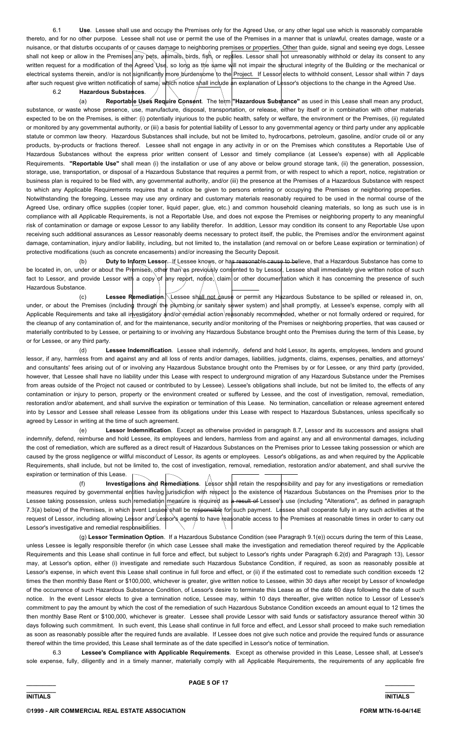6.1 **Use**. Lessee shall use and occupy the Premises only for the Agreed Use, or any other legal use which is reasonably comparable thereto, and for no other purpose. Lessee shall not use or permit the use of the Premises in a manner that is unlawful, creates damage, waste or a nuisance, or that disturbs occupants of or causes damage to neighboring premises or properties. Other than guide, signal and seeing eye dogs, Lessee shall not keep or allow in the Premises any pets, animals, birds, fish, or reptiles. Lessor shall not unreasonably withhold or delay its consent to any written request for a modification of the Agreed Use, so long as the same will not impair the structural integrity of the Building or the mechanical or electrical systems therein, and/or is not significantly more burdensome to the Project. If Lessor elects to withhold consent, Lessor shall within 7 days after such request give written notification of same, which notice shall include an explanation of Lessor's objections to the change in the Agreed Use.

6.2 **Hazardous Substances**.

(a) **Reportable Uses Require Consent**. The term **"Hazardous Substance"** as used in this Lease shall mean any product, substance, or waste whose presence, use, manufacture, disposal, transportation, or release, either by itself or in combination with other materials expected to be on the Premises, is either: (i) potentially injurious to the public health, safety or welfare, the environment or the Premises, (ii) regulated or monitored by any governmental authority, or (iii) a basis for potential liability of Lessor to any governmental agency or third party under any applicable statute or common law theory. Hazardous Substances shall include, but not be limited to, hydrocarbons, petroleum, gasoline, and/or crude oil or any products, by-products or fractions thereof. Lessee shall not engage in any activity in or on the Premises which constitutes a Reportable Use of Hazardous Substances without the express prior written consent of Lessor and timely compliance (at Lessee's expense) with all Applicable Requirements. **"Reportable Use"** shall mean (i) the installation or use of any above or below ground storage tank, (ii) the generation, possession, storage, use, transportation, or disposal of a Hazardous Substance that requires a permit from, or with respect to which a report, notice, registration or business plan is required to be filed with, any governmental authority, and/or (iii) the presence at the Premises of a Hazardous Substance with respect to which any Applicable Requirements requires that a notice be given to persons entering or occupying the Premises or neighboring properties. Notwithstanding the foregoing, Lessee may use any ordinary and customary materials reasonably required to be used in the normal course of the Agreed Use, ordinary office supplies (copier toner, liquid paper, glue, etc.) and common household cleaning materials, so long as such use is in compliance with all Applicable Requirements, is not a Reportable Use, and does not expose the Premises or neighboring property to any meaningful risk of contamination or damage or expose Lessor to any liability therefor. In addition, Lessor may condition its consent to any Reportable Use upon receiving such additional assurances as Lessor reasonably deems necessary to protect itself, the public, the Premises and/or the environment against damage, contamination, injury and/or liability, including, but not limited to, the installation (and removal on or before Lease expiration or termination) of protective modifications (such as concrete encasements) and/or increasing the Security Deposit.

(b) **Duty to Inform Lessor**. If Lessee knows, or has reasonable cause to believe, that a Hazardous Substance has come to be located in, on, under or about the Premises, other than as previously consented to by Lessor, Lessee shall immediately give written notice of such fact to Lessor, and provide Lessor with a copy of any report, notice, claim or other documentation which it has concerning the presence of such Hazardous Substance.

(c) **Lessee Remediation**. Lessee shall not cause or permit any Hazardous Substance to be spilled or released in, on, under, or about the Premises (including through the plumbing or sanitary sewer system) and shall promptly, at Lessee's expense, comply with all Applicable Requirements and take all investigatory and/or remedial action reasonably recommended, whether or not formally ordered or required, for the cleanup of any contamination of, and for the maintenance, security and/or monitoring of the Premises or neighboring properties, that was caused or materially contributed to by Lessee, or pertaining to or involving any Hazardous Substance brought onto the Premises during the term of this Lease, by or for Lessee, or any third party.

(d) **Lessee Indemnification**. Lessee shall indemnify, defend and hold Lessor, its agents, employees, lenders and ground lessor, if any, harmless from and against any and all loss of rents and/or damages, liabilities, judgments, claims, expenses, penalties, and attorneys' and consultants' fees arising out of or involving any Hazardous Substance brought onto the Premises by or for Lessee, or any third party (provided, however, that Lessee shall have no liability under this Lease with respect to underground migration of any Hazardous Substance under the Premises from areas outside of the Project not caused or contributed to by Lessee). Lessee's obligations shall include, but not be limited to, the effects of any contamination or injury to person, property or the environment created or suffered by Lessee, and the cost of investigation, removal, remediation, restoration and/or abatement, and shall survive the expiration or termination of this Lease. No termination, cancellation or release agreement entered into by Lessor and Lessee shall release Lessee from its obligations under this Lease with respect to Hazardous Substances, unless specifically so agreed by Lessor in writing at the time of such agreement.

(e) **Lessor Indemnification**. Except as otherwise provided in paragraph 8.7, Lessor and its successors and assigns shall indemnify, defend, reimburse and hold Lessee, its employees and lenders, harmless from and against any and all environmental damages, including the cost of remediation, which are suffered as a direct result of Hazardous Substances on the Premises prior to Lessee taking possession or which are caused by the gross negligence or willful misconduct of Lessor, its agents or employees. Lessor's obligations, as and when required by the Applicable Requirements, shall include, but not be limited to, the cost of investigation, removal, remediation, restoration and/or abatement, and shall survive the expiration or termination of this Lease.

(f) **Investigations and Remediations**. Lessor shall retain the responsibility and pay for any investigations or remediation measures required by governmental entities having jurisdiction with respect to the existence of Hazardous Substances on the Premises prior to the Lessee taking possession, unless such remediation measure is required as ~~a result of~~ Lessee's use (including "Alterations", as defined in paragraph 7.3(a) below) of the Premises, in which event Lessee shall be responsible for such payment. Lessee shall cooperate fully in any such activities at the request of Lessor, including allowing Lessor and Lessor's agents to have reasonable access to the Premises at reasonable times in order to carry out Lessor's investigative and remedial responsibilities.

(g) **Lessor Termination Option**. If a Hazardous Substance Condition (see Paragraph 9.1(e)) occurs during the term of this Lease, unless Lessee is legally responsible therefor (in which case Lessee shall make the investigation and remediation thereof required by the Applicable Requirements and this Lease shall continue in full force and effect, but subject to Lessor's rights under Paragraph 6.2(d) and Paragraph 13), Lessor may, at Lessor's option, either (i) investigate and remediate such Hazardous Substance Condition, if required, as soon as reasonably possible at Lessor's expense, in which event this Lease shall continue in full force and effect, or (ii) if the estimated cost to remediate such condition exceeds 12 times the then monthly Base Rent or $100,000, whichever is greater, give written notice to Lessee, within 30 days after receipt by Lessor of knowledge of the occurrence of such Hazardous Substance Condition, of Lessor's desire to terminate this Lease as of the date 60 days following the date of such notice. In the event Lessor elects to give a termination notice, Lessee may, within 10 days thereafter, give written notice to Lessor of Lessee's commitment to pay the amount by which the cost of the remediation of such Hazardous Substance Condition exceeds an amount equal to 12 times the then monthly Base Rent or $100,000, whichever is greater. Lessee shall provide Lessor with said funds or satisfactory assurance thereof within 30 days following such commitment. In such event, this Lease shall continue in full force and effect, and Lessor shall proceed to make such remediation as soon as reasonably possible after the required funds are available. If Lessee does not give such notice and provide the required funds or assurance thereof within the time provided, this Lease shall terminate as of the date specified in Lessor's notice of termination.

6.3 **Lessee's Compliance with Applicable Requirements**. Except as otherwise provided in this Lease, Lessee shall, at Lessee's sole expense, fully, diligently and in a timely manner, materially comply with all Applicable Requirements, the requirements of any applicable fire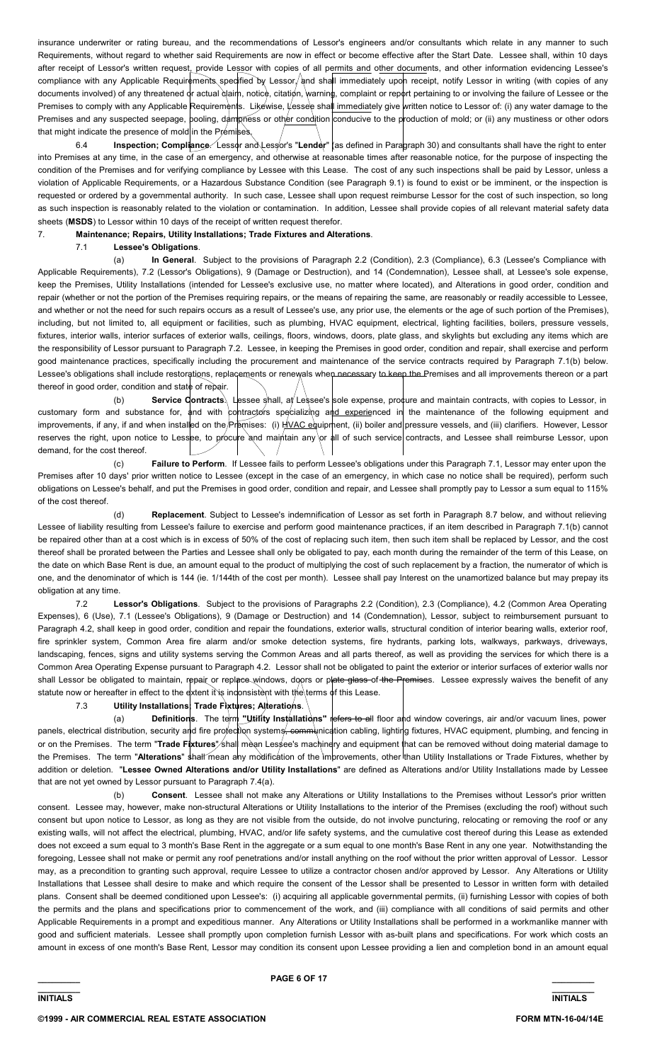insurance underwriter or rating bureau, and the recommendations of Lessor's engineers and/or consultants which relate in any manner to such Requirements, without regard to whether said Requirements are now in effect or become effective after the Start Date. Lessee shall, within 10 days after receipt of Lessor's written request, provide Lessor with copies of all permits and other documents, and other information evidencing Lessee's compliance with any Applicable Requirements specified by Lessor, and shall immediately upon receipt, notify Lessor in writing (with copies of any documents involved) of any threatened or actual claim, notice, citation, warning, complaint or report pertaining to or involving the failure of Lessee or the Premises to comply with any Applicable Requirements. Likewise, Lessee shall immediately give written notice to Lessor of: (i) any water damage to the Premises and any suspected seepage, pooling, dampness or other condition conducive to the production of mold; or (ii) any mustiness or other odors that might indicate the presence of mold in the Premises.

6.4 **Inspection; Compliance**. Lessor and Lessor's "**Lender**" (as defined in Paragraph 30) and consultants shall have the right to enter into Premises at any time, in the case of an emergency, and otherwise at reasonable times after reasonable notice, for the purpose of inspecting the condition of the Premises and for verifying compliance by Lessee with this Lease. The cost of any such inspections shall be paid by Lessor, unless a violation of Applicable Requirements, or a Hazardous Substance Condition (see Paragraph 9.1) is found to exist or be imminent, or the inspection is requested or ordered by a governmental authority. In such case, Lessee shall upon request reimburse Lessor for the cost of such inspection, so long as such inspection is reasonably related to the violation or contamination. In addition, Lessee shall provide copies of all relevant material safety data sheets (**MSDS**) to Lessor within 10 days of the receipt of written request therefor.

7. **Maintenance; Repairs, Utility Installations; Trade Fixtures and Alterations**.

7.1 **Lessee's Obligations**.

(a) **In General**. Subject to the provisions of Paragraph 2.2 (Condition), 2.3 (Compliance), 6.3 (Lessee's Compliance with Applicable Requirements), 7.2 (Lessor's Obligations), 9 (Damage or Destruction), and 14 (Condemnation), Lessee shall, at Lessee's sole expense, keep the Premises, Utility Installations (intended for Lessee's exclusive use, no matter where located), and Alterations in good order, condition and repair (whether or not the portion of the Premises requiring repairs, or the means of repairing the same, are reasonably or readily accessible to Lessee, and whether or not the need for such repairs occurs as a result of Lessee's use, any prior use, the elements or the age of such portion of the Premises), including, but not limited to, all equipment or facilities, such as plumbing, HVAC equipment, electrical, lighting facilities, boilers, pressure vessels, fixtures, interior walls, interior surfaces of exterior walls, ceilings, floors, windows, doors, plate glass, and skylights but excluding any items which are the responsibility of Lessor pursuant to Paragraph 7.2. Lessee, in keeping the Premises in good order, condition and repair, shall exercise and perform good maintenance practices, specifically including the procurement and maintenance of the service contracts required by Paragraph 7.1(b) below. Lessee's obligations shall include restorations, replacements or renewals when necessary to keep the Premises and all improvements thereon or a part thereof in good order, condition and state of repair.

(b) **Service Contracts**. Lessee shall, at Lessee's sole expense, procure and maintain contracts, with copies to Lessor, in customary form and substance for, and with contractors specializing and experienced in the maintenance of the following equipment and improvements, if any, if and when installed on the Premises: (i) HVAC equipment, (ii) boiler and pressure vessels, and (iii) clarifiers. However, Lessor reserves the right, upon notice to Lessee, to procure and maintain any or all of such service contracts, and Lessee shall reimburse Lessor, upon demand, for the cost thereof.

(c) **Failure to Perform**. If Lessee fails to perform Lessee's obligations under this Paragraph 7.1, Lessor may enter upon the Premises after 10 days' prior written notice to Lessee (except in the case of an emergency, in which case no notice shall be required), perform such obligations on Lessee's behalf, and put the Premises in good order, condition and repair, and Lessee shall promptly pay to Lessor a sum equal to 115% of the cost thereof.

(d) **Replacement**. Subject to Lessee's indemnification of Lessor as set forth in Paragraph 8.7 below, and without relieving Lessee of liability resulting from Lessee's failure to exercise and perform good maintenance practices, if an item described in Paragraph 7.1(b) cannot be repaired other than at a cost which is in excess of 50% of the cost of replacing such item, then such item shall be replaced by Lessor, and the cost thereof shall be prorated between the Parties and Lessee shall only be obligated to pay, each month during the remainder of the term of this Lease, on the date on which Base Rent is due, an amount equal to the product of multiplying the cost of such replacement by a fraction, the numerator of which is one, and the denominator of which is 144 (ie. 1/144th of the cost per month). Lessee shall pay Interest on the unamortized balance but may prepay its obligation at any time.

7.2 **Lessor's Obligations**. Subject to the provisions of Paragraphs 2.2 (Condition), 2.3 (Compliance), 4.2 (Common Area Operating Expenses), 6 (Use), 7.1 (Lessee's Obligations), 9 (Damage or Destruction) and 14 (Condemnation), Lessor, subject to reimbursement pursuant to Paragraph 4.2, shall keep in good order, condition and repair the foundations, exterior walls, structural condition of interior bearing walls, exterior roof, fire sprinkler system, Common Area fire alarm and/or smoke detection systems, fire hydrants, parking lots, walkways, parkways, driveways, landscaping, fences, signs and utility systems serving the Common Areas and all parts thereof, as well as providing the services for which there is a Common Area Operating Expense pursuant to Paragraph 4.2. Lessor shall not be obligated to paint the exterior or interior surfaces of exterior walls nor shall Lessor be obligated to maintain, repair or replace windows, doors or ~~plate glass of the Premises~~. Lessee expressly waives the benefit of any statute now or hereafter in effect to the extent it is inconsistent with the terms of this Lease.

7.3 **Utility Installations; Trade Fixtures; Alterations**.

(a) **Definitions**. The term **"Utility Installations"** ~~refers to all~~ floor and window coverings, air and/or vacuum lines, power panels, electrical distribution, security and fire protection systems, ~~communication cabling~~, lighting fixtures, HVAC equipment, plumbing, and fencing in or on the Premises. The term "**Trade Fixtures**" shall mean Lessee's machinery and equipment that can be removed without doing material damage to the Premises. The term "**Alterations**" shall mean any modification of the improvements, other than Utility Installations or Trade Fixtures, whether by addition or deletion. "**Lessee Owned Alterations and/or Utility Installations**" are defined as Alterations and/or Utility Installations made by Lessee that are not yet owned by Lessor pursuant to Paragraph 7.4(a).

(b) **Consent**. Lessee shall not make any Alterations or Utility Installations to the Premises without Lessor's prior written consent. Lessee may, however, make non-structural Alterations or Utility Installations to the interior of the Premises (excluding the roof) without such consent but upon notice to Lessor, as long as they are not visible from the outside, do not involve puncturing, relocating or removing the roof or any existing walls, will not affect the electrical, plumbing, HVAC, and/or life safety systems, and the cumulative cost thereof during this Lease as extended does not exceed a sum equal to 3 month's Base Rent in the aggregate or a sum equal to one month's Base Rent in any one year. Notwithstanding the foregoing, Lessee shall not make or permit any roof penetrations and/or install anything on the roof without the prior written approval of Lessor. Lessor may, as a precondition to granting such approval, require Lessee to utilize a contractor chosen and/or approved by Lessor. Any Alterations or Utility Installations that Lessee shall desire to make and which require the consent of the Lessor shall be presented to Lessor in written form with detailed plans. Consent shall be deemed conditioned upon Lessee's: (i) acquiring all applicable governmental permits, (ii) furnishing Lessor with copies of both the permits and the plans and specifications prior to commencement of the work, and (iii) compliance with all conditions of said permits and other Applicable Requirements in a prompt and expeditious manner. Any Alterations or Utility Installations shall be performed in a workmanlike manner with good and sufficient materials. Lessee shall promptly upon completion furnish Lessor with as-built plans and specifications. For work which costs an amount in excess of one month's Base Rent, Lessor may condition its consent upon Lessee providing a lien and completion bond in an amount equal

INITIALS

INITIALS

©1999 - AIR COMMERCIAL REAL ESTATE ASSOCIATION

FORM MTN-16-04/14E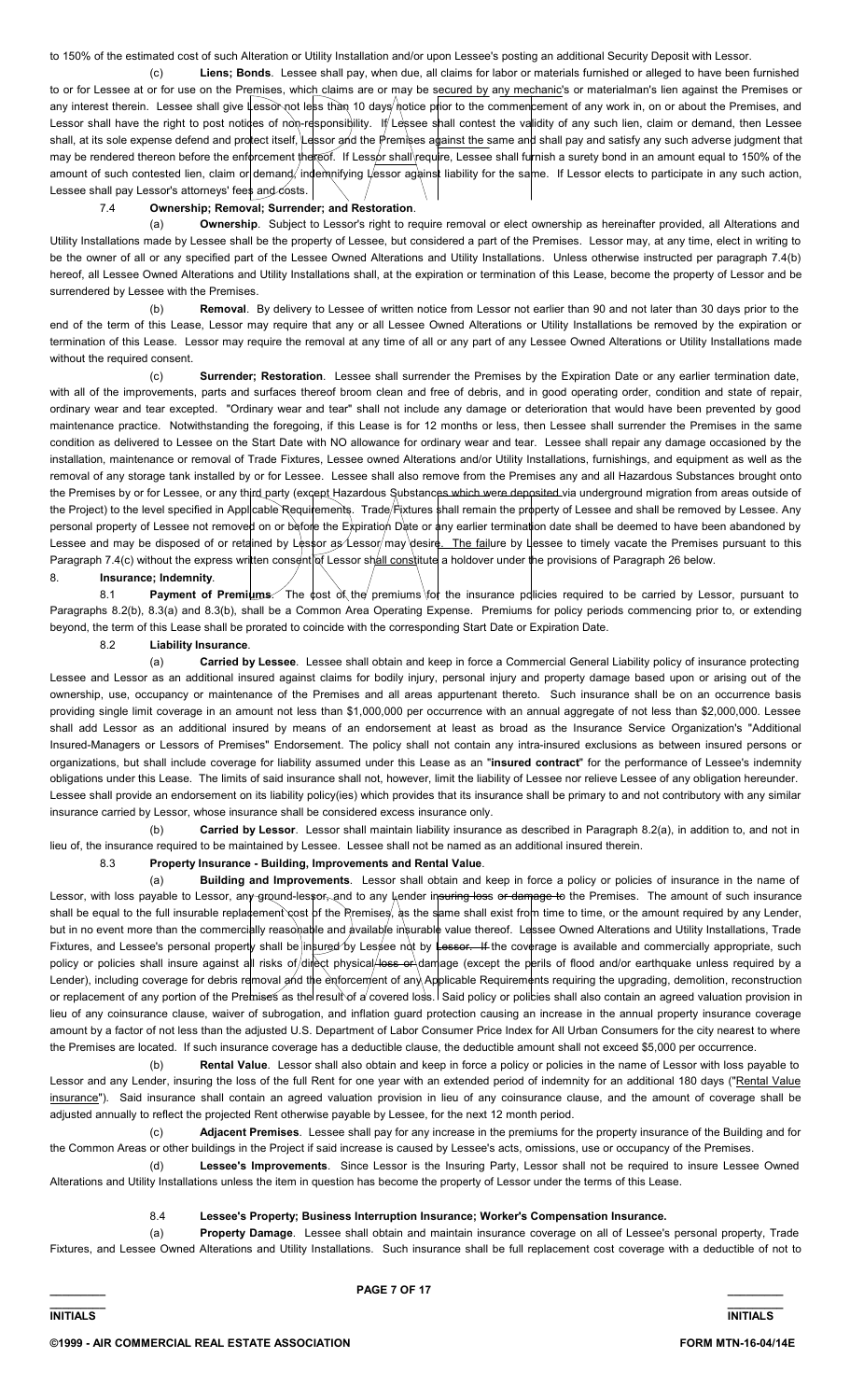to 150% of the estimated cost of such Alteration or Utility Installation and/or upon Lessee's posting an additional Security Deposit with Lessor.

(c) **Liens; Bonds**. Lessee shall pay, when due, all claims for labor or materials furnished or alleged to have been furnished to or for Lessee at or for use on the Premises, which claims are or may be secured by any mechanic's or materialman's lien against the Premises or any interest therein. Lessee shall give Lessor not less than 10 days notice prior to the commencement of any work in, on or about the Premises, and Lessor shall have the right to post notices of non-responsibility. If Lessee shall contest the validity of any such lien, claim or demand, then Lessee shall, at its sole expense defend and protect itself, Lessor and the Premises against the same and shall pay and satisfy any such adverse judgment that may be rendered thereon before the enforcement thereof. If Lessor shall require, Lessee shall furnish a surety bond in an amount equal to 150% of the amount of such contested lien, claim or demand, indemnifying Lessor against liability for the same. If Lessor elects to participate in any such action, Lessee shall pay Lessor's attorneys' fees and costs.

7.4 **Ownership; Removal; Surrender; and Restoration**.

(a) **Ownership**. Subject to Lessor's right to require removal or elect ownership as hereinafter provided, all Alterations and Utility Installations made by Lessee shall be the property of Lessee, but considered a part of the Premises. Lessor may, at any time, elect in writing to be the owner of all or any specified part of the Lessee Owned Alterations and Utility Installations. Unless otherwise instructed per paragraph 7.4(b) hereof, all Lessee Owned Alterations and Utility Installations shall, at the expiration or termination of this Lease, become the property of Lessor and be surrendered by Lessee with the Premises.

(b) **Removal**. By delivery to Lessee of written notice from Lessor not earlier than 90 and not later than 30 days prior to the end of the term of this Lease, Lessor may require that any or all Lessee Owned Alterations or Utility Installations be removed by the expiration or termination of this Lease. Lessor may require the removal at any time of all or any part of any Lessee Owned Alterations or Utility Installations made without the required consent.

(c) **Surrender; Restoration**. Lessee shall surrender the Premises by the Expiration Date or any earlier termination date, with all of the improvements, parts and surfaces thereof broom clean and free of debris, and in good operating order, condition and state of repair, ordinary wear and tear excepted. "Ordinary wear and tear" shall not include any damage or deterioration that would have been prevented by good maintenance practice. Notwithstanding the foregoing, if this Lease is for 12 months or less, then Lessee shall surrender the Premises in the same condition as delivered to Lessee on the Start Date with NO allowance for ordinary wear and tear. Lessee shall repair any damage occasioned by the installation, maintenance or removal of Trade Fixtures, Lessee owned Alterations and/or Utility Installations, furnishings, and equipment as well as the removal of any storage tank installed by or for Lessee. Lessee shall also remove from the Premises any and all Hazardous Substances brought onto the Premises by or for Lessee, or any third party (except Hazardous Substances which were deposited via underground migration from areas outside of the Project) to the level specified in Applicable Requirements. Trade Fixtures shall remain the property of Lessee and shall be removed by Lessee. Any personal property of Lessee not removed on or before the Expiration Date or any earlier termination date shall be deemed to have been abandoned by Lessee and may be disposed of or retained by Lessor as Lessor may desire. The failure by Lessee to timely vacate the Premises pursuant to this Paragraph 7.4(c) without the express written consent of Lessor shall constitute a holdover under the provisions of Paragraph 26 below.

8. **Insurance; Indemnity**.

8.1 **Payment of Premiums**. The cost of the premiums for the insurance policies required to be carried by Lessor, pursuant to Paragraphs 8.2(b), 8.3(a) and 8.3(b), shall be a Common Area Operating Expense. Premiums for policy periods commencing prior to, or extending beyond, the term of this Lease shall be prorated to coincide with the corresponding Start Date or Expiration Date.

8.2 **Liability Insurance**.

(a) **Carried by Lessee**. Lessee shall obtain and keep in force a Commercial General Liability policy of insurance protecting Lessee and Lessor as an additional insured against claims for bodily injury, personal injury and property damage based upon or arising out of the ownership, use, occupancy or maintenance of the Premises and all areas appurtenant thereto. Such insurance shall be on an occurrence basis providing single limit coverage in an amount not less than $1,000,000 per occurrence with an annual aggregate of not less than $2,000,000. Lessee shall add Lessor as an additional insured by means of an endorsement at least as broad as the Insurance Service Organization's "Additional Insured-Managers or Lessors of Premises" Endorsement. The policy shall not contain any intra-insured exclusions as between insured persons or organizations, but shall include coverage for liability assumed under this Lease as an "**insured contract**" for the performance of Lessee's indemnity obligations under this Lease. The limits of said insurance shall not, however, limit the liability of Lessee nor relieve Lessee of any obligation hereunder. Lessee shall provide an endorsement on its liability policy(ies) which provides that its insurance shall be primary to and not contributory with any similar insurance carried by Lessor, whose insurance shall be considered excess insurance only.

(b) **Carried by Lessor**. Lessor shall maintain liability insurance as described in Paragraph 8.2(a), in addition to, and not in lieu of, the insurance required to be maintained by Lessee. Lessee shall not be named as an additional insured therein.

8.3 **Property Insurance - Building, Improvements and Rental Value**.

(a) **Building and Improvements**. Lessor shall obtain and keep in force a policy or policies of insurance in the name of Lessor, with loss payable to Lessor, any ground-lessor, and to any Lender insuring loss or damage to the Premises. The amount of such insurance shall be equal to the full insurable replacement cost of the Premises, as the same shall exist from time to time, or the amount required by any Lender, but in no event more than the commercially reasonable and available insurable value thereof. Lessee Owned Alterations and Utility Installations, Trade Fixtures, and Lessee's personal property shall be insured by Lessee not by Lessor. If the coverage is available and commercially appropriate, such policy or policies shall insure against all risks of direct physical loss or damage (except the perils of flood and/or earthquake unless required by a Lender), including coverage for debris removal and the enforcement of any Applicable Requirements requiring the upgrading, demolition, reconstruction or replacement of any portion of the Premises as the result of a covered loss. Said policy or policies shall also contain an agreed valuation provision in lieu of any coinsurance clause, waiver of subrogation, and inflation guard protection causing an increase in the annual property insurance coverage amount by a factor of not less than the adjusted U.S. Department of Labor Consumer Price Index for All Urban Consumers for the city nearest to where the Premises are located. If such insurance coverage has a deductible clause, the deductible amount shall not exceed $5,000 per occurrence.

(b) **Rental Value**. Lessor shall also obtain and keep in force a policy or policies in the name of Lessor with loss payable to Lessor and any Lender, insuring the loss of the full Rent for one year with an extended period of indemnity for an additional 180 days ("Rental Value insurance"). Said insurance shall contain an agreed valuation provision in lieu of any coinsurance clause, and the amount of coverage shall be adjusted annually to reflect the projected Rent otherwise payable by Lessee, for the next 12 month period.

(c) **Adjacent Premises**. Lessee shall pay for any increase in the premiums for the property insurance of the Building and for the Common Areas or other buildings in the Project if said increase is caused by Lessee's acts, omissions, use or occupancy of the Premises.

(d) **Lessee's Improvements**. Since Lessor is the Insuring Party, Lessor shall not be required to insure Lessee Owned Alterations and Utility Installations unless the item in question has become the property of Lessor under the terms of this Lease.

8.4 **Lessee's Property; Business Interruption Insurance; Worker's Compensation Insurance.**

(a) **Property Damage**. Lessee shall obtain and maintain insurance coverage on all of Lessee's personal property, Trade Fixtures, and Lessee Owned Alterations and Utility Installations. Such insurance shall be full replacement cost coverage with a deductible of not to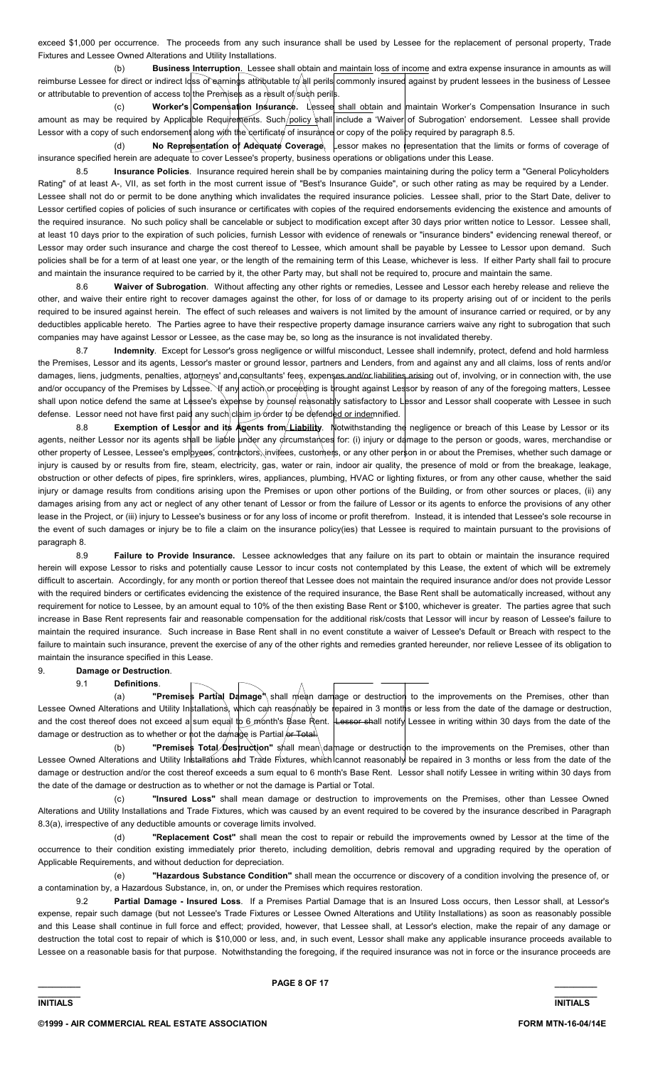exceed $1,000 per occurrence. The proceeds from any such insurance shall be used by Lessee for the replacement of personal property, Trade Fixtures and Lessee Owned Alterations and Utility Installations.

(b) **Business Interruption**. Lessee shall obtain and maintain loss of income and extra expense insurance in amounts as will reimburse Lessee for direct or indirect loss of earnings attributable to all perils commonly insured against by prudent lessees in the business of Lessee or attributable to prevention of access to the Premises as a result of such perils.

(c) **Worker's Compensation Insurance**. Lessee shall obtain and maintain Worker's Compensation Insurance in such amount as may be required by Applicable Requirements. Such policy shall include a 'Waiver of Subrogation' endorsement. Lessee shall provide Lessor with a copy of such endorsement along with the certificate of insurance or copy of the policy required by paragraph 8.5.

(d) **No Representation of Adequate Coverage**. Lessor makes no representation that the limits or forms of coverage of insurance specified herein are adequate to cover Lessee's property, business operations or obligations under this Lease.

8.5 **Insurance Policies**. Insurance required herein shall be by companies maintaining during the policy term a "General Policyholders Rating" of at least A-, VII, as set forth in the most current issue of "Best's Insurance Guide", or such other rating as may be required by a Lender. Lessee shall not do or permit to be done anything which invalidates the required insurance policies. Lessee shall, prior to the Start Date, deliver to Lessor certified copies of policies of such insurance or certificates with copies of the required endorsements evidencing the existence and amounts of the required insurance. No such policy shall be cancelable or subject to modification except after 30 days prior written notice to Lessor. Lessee shall, at least 10 days prior to the expiration of such policies, furnish Lessor with evidence of renewals or "insurance binders" evidencing renewal thereof, or Lessor may order such insurance and charge the cost thereof to Lessee, which amount shall be payable by Lessee to Lessor upon demand. Such policies shall be for a term of at least one year, or the length of the remaining term of this Lease, whichever is less. If either Party shall fail to procure and maintain the insurance required to be carried by it, the other Party may, but shall not be required to, procure and maintain the same.

8.6 **Waiver of Subrogation**. Without affecting any other rights or remedies, Lessee and Lessor each hereby release and relieve the other, and waive their entire right to recover damages against the other, for loss of or damage to its property arising out of or incident to the perils required to be insured against herein. The effect of such releases and waivers is not limited by the amount of insurance carried or required, or by any deductibles applicable hereto. The Parties agree to have their respective property damage insurance carriers waive any right to subrogation that such companies may have against Lessor or Lessee, as the case may be, so long as the insurance is not invalidated thereby.

8.7 **Indemnity**. Except for Lessor's gross negligence or willful misconduct, Lessee shall indemnify, protect, defend and hold harmless the Premises, Lessor and its agents, Lessor's master or ground lessor, partners and Lenders, from and against any and all claims, loss of rents and/or damages, liens, judgments, penalties, attorneys' and consultants' fees, expenses and/or liabilities arising out of, involving, or in connection with, the use and/or occupancy of the Premises by Lessee. If any action or proceeding is brought against Lessor by reason of any of the foregoing matters, Lessee shall upon notice defend the same at Lessee's expense by counsel reasonably satisfactory to Lessor and Lessor shall cooperate with Lessee in such defense. Lessor need not have first paid any such claim in order to be defended or indemnified.

8.8 **Exemption of Lessor and its Agents from Liability**. Notwithstanding the negligence or breach of this Lease by Lessor or its agents, neither Lessor nor its agents shall be liable under any circumstances for: (i) injury or damage to the person or goods, wares, merchandise or other property of Lessee, Lessee's employees, contractors, invitees, customers, or any other person in or about the Premises, whether such damage or injury is caused by or results from fire, steam, electricity, gas, water or rain, indoor air quality, the presence of mold or from the breakage, leakage, obstruction or other defects of pipes, fire sprinklers, wires, appliances, plumbing, HVAC or lighting fixtures, or from any other cause, whether the said injury or damage results from conditions arising upon the Premises or upon other portions of the Building, or from other sources or places, (ii) any damages arising from any act or neglect of any other tenant of Lessor or from the failure of Lessor or its agents to enforce the provisions of any other lease in the Project, or (iii) injury to Lessee's business or for any loss of income or profit therefrom. Instead, it is intended that Lessee's sole recourse in the event of such damages or injury be to file a claim on the insurance policy(ies) that Lessee is required to maintain pursuant to the provisions of paragraph 8.

8.9 **Failure to Provide Insurance.** Lessee acknowledges that any failure on its part to obtain or maintain the insurance required herein will expose Lessor to risks and potentially cause Lessor to incur costs not contemplated by this Lease, the extent of which will be extremely difficult to ascertain. Accordingly, for any month or portion thereof that Lessee does not maintain the required insurance and/or does not provide Lessor with the required binders or certificates evidencing the existence of the required insurance, the Base Rent shall be automatically increased, without any requirement for notice to Lessee, by an amount equal to 10% of the then existing Base Rent or $100, whichever is greater. The parties agree that such increase in Base Rent represents fair and reasonable compensation for the additional risk/costs that Lessor will incur by reason of Lessee's failure to maintain the required insurance. Such increase in Base Rent shall in no event constitute a waiver of Lessee's Default or Breach with respect to the failure to maintain such insurance, prevent the exercise of any of the other rights and remedies granted hereunder, nor relieve Lessee of its obligation to maintain the insurance specified in this Lease.

9. **Damage or Destruction**.

9.1 **Definitions**.

(a) **"Premises Partial Damage"** shall mean damage or destruction to the improvements on the Premises, other than Lessee Owned Alterations and Utility Installations, which can reasonably be repaired in 3 months or less from the date of the damage or destruction, and the cost thereof does not exceed a sum equal to 6 month's Base Rent. ~~Lessor shall~~ notify Lessee in writing within 30 days from the date of the damage or destruction as to whether or not the damage is Partial ~~or Total~~.

(b) **"Premises Total Destruction"** shall mean damage or destruction to the improvements on the Premises, other than Lessee Owned Alterations and Utility Installations and Trade Fixtures, which cannot reasonably be repaired in 3 months or less from the date of the damage or destruction and/or the cost thereof exceeds a sum equal to 6 month's Base Rent. Lessor shall notify Lessee in writing within 30 days from the date of the damage or destruction as to whether or not the damage is Partial or Total.

(c) **"Insured Loss"** shall mean damage or destruction to improvements on the Premises, other than Lessee Owned Alterations and Utility Installations and Trade Fixtures, which was caused by an event required to be covered by the insurance described in Paragraph 8.3(a), irrespective of any deductible amounts or coverage limits involved.

(d) **"Replacement Cost"** shall mean the cost to repair or rebuild the improvements owned by Lessor at the time of the occurrence to their condition existing immediately prior thereto, including demolition, debris removal and upgrading required by the operation of Applicable Requirements, and without deduction for depreciation.

(e) **"Hazardous Substance Condition"** shall mean the occurrence or discovery of a condition involving the presence of, or a contamination by, a Hazardous Substance, in, on, or under the Premises which requires restoration.

9.2 **Partial Damage - Insured Loss**. If a Premises Partial Damage that is an Insured Loss occurs, then Lessor shall, at Lessor's expense, repair such damage (but not Lessee's Trade Fixtures or Lessee Owned Alterations and Utility Installations) as soon as reasonably possible and this Lease shall continue in full force and effect; provided, however, that Lessee shall, at Lessor's election, make the repair of any damage or destruction the total cost to repair of which is $10,000 or less, and, in such event, Lessor shall make any applicable insurance proceeds available to Lessee on a reasonable basis for that purpose. Notwithstanding the foregoing, if the required insurance was not in force or the insurance proceeds are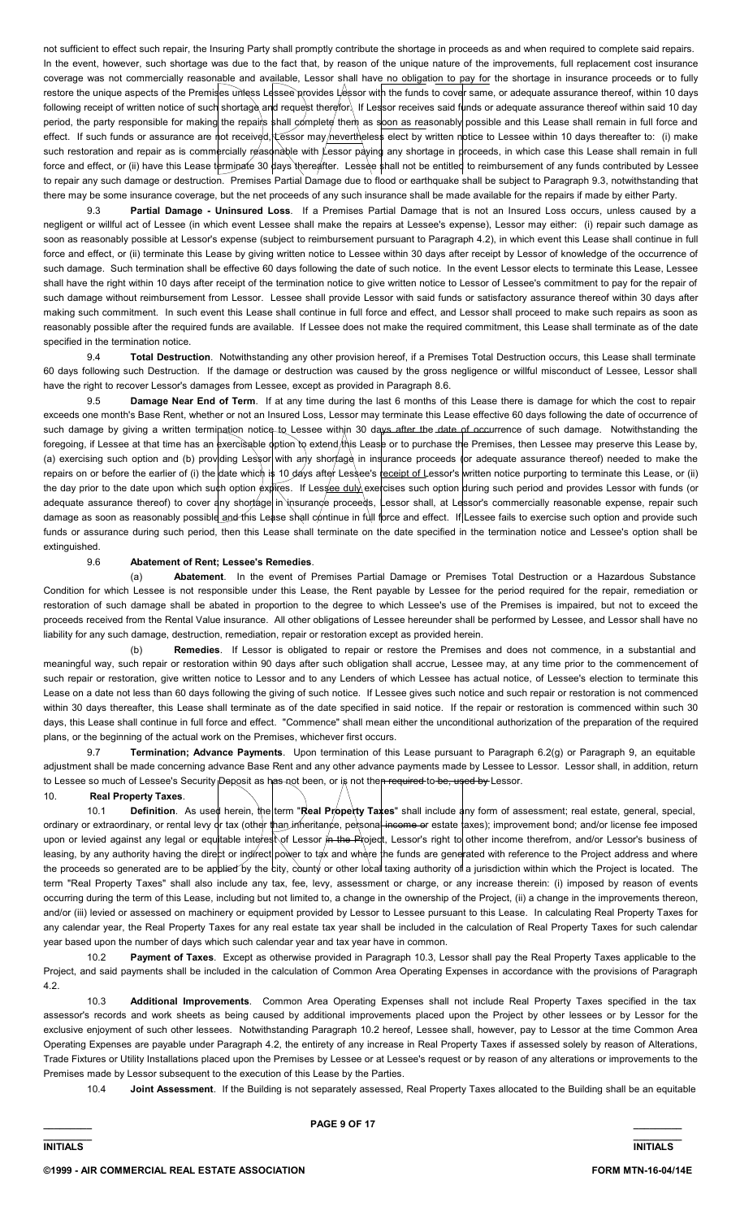not sufficient to effect such repair, the Insuring Party shall promptly contribute the shortage in proceeds as and when required to complete said repairs. In the event, however, such shortage was due to the fact that, by reason of the unique nature of the improvements, full replacement cost insurance coverage was not commercially reasonable and available, Lessor shall have no obligation to pay for the shortage in insurance proceeds or to fully restore the unique aspects of the Premises unless Lessee provides Lessor with the funds to cover same, or adequate assurance thereof, within 10 days following receipt of written notice of such shortage and request therefor. If Lessor receives said funds or adequate assurance thereof within said 10 day period, the party responsible for making the repairs shall complete them as soon as reasonably possible and this Lease shall remain in full force and effect. If such funds or assurance are not received, Lessor may nevertheless elect by written notice to Lessee within 10 days thereafter to: (i) make such restoration and repair as is commercially reasonable with Lessor paying any shortage in proceeds, in which case this Lease shall remain in full force and effect, or (ii) have this Lease terminate 30 days thereafter. Lessee shall not be entitled to reimbursement of any funds contributed by Lessee to repair any such damage or destruction. Premises Partial Damage due to flood or earthquake shall be subject to Paragraph 9.3, notwithstanding that there may be some insurance coverage, but the net proceeds of any such insurance shall be made available for the repairs if made by either Party.

9.3 **Partial Damage - Uninsured Loss**. If a Premises Partial Damage that is not an Insured Loss occurs, unless caused by a negligent or willful act of Lessee (in which event Lessee shall make the repairs at Lessee's expense), Lessor may either: (i) repair such damage as soon as reasonably possible at Lessor's expense (subject to reimbursement pursuant to Paragraph 4.2), in which event this Lease shall continue in full force and effect, or (ii) terminate this Lease by giving written notice to Lessee within 30 days after receipt by Lessor of knowledge of the occurrence of such damage. Such termination shall be effective 60 days following the date of such notice. In the event Lessor elects to terminate this Lease, Lessee shall have the right within 10 days after receipt of the termination notice to give written notice to Lessor of Lessee's commitment to pay for the repair of such damage without reimbursement from Lessor. Lessee shall provide Lessor with said funds or satisfactory assurance thereof within 30 days after making such commitment. In such event this Lease shall continue in full force and effect, and Lessor shall proceed to make such repairs as soon as reasonably possible after the required funds are available. If Lessee does not make the required commitment, this Lease shall terminate as of the date specified in the termination notice.

9.4 **Total Destruction**. Notwithstanding any other provision hereof, if a Premises Total Destruction occurs, this Lease shall terminate 60 days following such Destruction. If the damage or destruction was caused by the gross negligence or willful misconduct of Lessee, Lessor shall have the right to recover Lessor's damages from Lessee, except as provided in Paragraph 8.6.

9.5 **Damage Near End of Term**. If at any time during the last 6 months of this Lease there is damage for which the cost to repair exceeds one month's Base Rent, whether or not an Insured Loss, Lessor may terminate this Lease effective 60 days following the date of occurrence of such damage by giving a written termination notice to Lessee within 30 days after the date of occurrence of such damage. Notwithstanding the foregoing, if Lessee at that time has an exercisable option to extend this Lease or to purchase the Premises, then Lessee may preserve this Lease by, (a) exercising such option and (b) providing Lessor with any shortage in insurance proceeds (or adequate assurance thereof) needed to make the repairs on or before the earlier of (i) the date which is 10 days after Lessee's receipt of Lessor's written notice purporting to terminate this Lease, or (ii) the day prior to the date upon which such option expires. If Lessee duly exercises such option during such period and provides Lessor with funds (or adequate assurance thereof) to cover any shortage in insurance proceeds, Lessor shall, at Lessor's commercially reasonable expense, repair such damage as soon as reasonably possible and this Lease shall continue in full force and effect. If Lessee fails to exercise such option and provide such funds or assurance during such period, then this Lease shall terminate on the date specified in the termination notice and Lessee's option shall be extinguished.

9.6 **Abatement of Rent; Lessee's Remedies**.

(a) **Abatement**. In the event of Premises Partial Damage or Premises Total Destruction or a Hazardous Substance Condition for which Lessee is not responsible under this Lease, the Rent payable by Lessee for the period required for the repair, remediation or restoration of such damage shall be abated in proportion to the degree to which Lessee's use of the Premises is impaired, but not to exceed the proceeds received from the Rental Value insurance. All other obligations of Lessee hereunder shall be performed by Lessee, and Lessor shall have no liability for any such damage, destruction, remediation, repair or restoration except as provided herein.

(b) **Remedies**. If Lessor is obligated to repair or restore the Premises and does not commence, in a substantial and meaningful way, such repair or restoration within 90 days after such obligation shall accrue, Lessee may, at any time prior to the commencement of such repair or restoration, give written notice to Lessor and to any Lenders of which Lessee has actual notice, of Lessee's election to terminate this Lease on a date not less than 60 days following the giving of such notice. If Lessee gives such notice and such repair or restoration is not commenced within 30 days thereafter, this Lease shall terminate as of the date specified in said notice. If the repair or restoration is commenced within such 30 days, this Lease shall continue in full force and effect. "Commence" shall mean either the unconditional authorization of the preparation of the required plans, or the beginning of the actual work on the Premises, whichever first occurs.

9.7 **Termination; Advance Payments**. Upon termination of this Lease pursuant to Paragraph 6.2(g) or Paragraph 9, an equitable adjustment shall be made concerning advance Base Rent and any other advance payments made by Lessee to Lessor. Lessor shall, in addition, return to Lessee so much of Lessee's Security Deposit as has not been, or is not then ~~required to be,~~ used by Lessor.

## 10. Real Property Taxes.

10.1 **Definition**. As used herein, the term "**Real Property Taxes**" shall include any form of assessment; real estate, general, special, ordinary or extraordinary, or rental levy or tax (other than inheritance, personal ~~income or~~ estate taxes); improvement bond; and/or license fee imposed upon or levied against any legal or equitable interest of Lessor ~~in the~~ Project, Lessor's right to other income therefrom, and/or Lessor's business of leasing, by any authority having the direct or indirect power to tax and where the funds are generated with reference to the Project address and where the proceeds so generated are to be applied by the city, county or other local taxing authority of a jurisdiction within which the Project is located. The term "Real Property Taxes" shall also include any tax, fee, levy, assessment or charge, or any increase therein: (i) imposed by reason of events occurring during the term of this Lease, including but not limited to, a change in the ownership of the Project, (ii) a change in the improvements thereon, and/or (iii) levied or assessed on machinery or equipment provided by Lessor to Lessee pursuant to this Lease. In calculating Real Property Taxes for any calendar year, the Real Property Taxes for any real estate tax year shall be included in the calculation of Real Property Taxes for such calendar year based upon the number of days which such calendar year and tax year have in common.

10.2 **Payment of Taxes**. Except as otherwise provided in Paragraph 10.3, Lessor shall pay the Real Property Taxes applicable to the Project, and said payments shall be included in the calculation of Common Area Operating Expenses in accordance with the provisions of Paragraph 4.2.

10.3 **Additional Improvements**. Common Area Operating Expenses shall not include Real Property Taxes specified in the tax assessor's records and work sheets as being caused by additional improvements placed upon the Project by other lessees or by Lessor for the exclusive enjoyment of such other lessees. Notwithstanding Paragraph 10.2 hereof, Lessee shall, however, pay to Lessor at the time Common Area Operating Expenses are payable under Paragraph 4.2, the entirety of any increase in Real Property Taxes if assessed solely by reason of Alterations, Trade Fixtures or Utility Installations placed upon the Premises by Lessee or at Lessee's request or by reason of any alterations or improvements to the Premises made by Lessor subsequent to the execution of this Lease by the Parties.

10.4 **Joint Assessment**. If the Building is not separately assessed, Real Property Taxes allocated to the Building shall be an equitable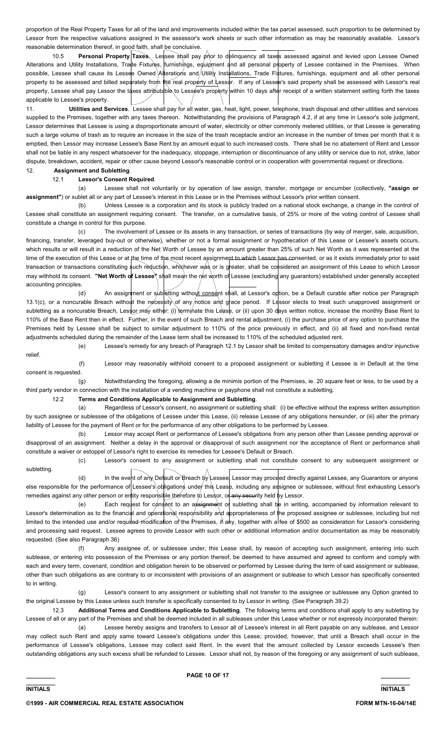proportion of the Real Property Taxes for all of the land and improvements included within the tax parcel assessed, such proportion to be determined by Lessor from the respective valuations assigned in the assessor's work sheets or such other information as may be reasonably available. Lessor's reasonable determination thereof, in good faith, shall be conclusive.

10.5 **Personal Property Taxes**. Lessee shall pay prior to delinquency all taxes assessed against and levied upon Lessee Owned Alterations and Utility Installations, Trade Fixtures, furnishings, equipment and all personal property of Lessee contained in the Premises. When possible, Lessee shall cause its Lessee Owned Alterations and Utility Installations, Trade Fixtures, furnishings, equipment and all other personal property to be assessed and billed separately from the real property of Lessor. If any of Lessee's said property shall be assessed with Lessor's real property, Lessee shall pay Lessor the taxes attributable to Lessee's property within 10 days after receipt of a written statement setting forth the taxes applicable to Lessee's property.

11. **Utilities and Services**. Lessee shall pay for all water, gas, heat, light, power, telephone, trash disposal and other utilities and services supplied to the Premises, together with any taxes thereon. Notwithstanding the provisions of Paragraph 4.2, if at any time in Lessor's sole judgment, Lessor determines that Lessee is using a disproportionate amount of water, electricity or other commonly metered utilities, or that Lessee is generating such a large volume of trash as to require an increase in the size of the trash receptacle and/or an increase in the number of times per month that it is emptied, then Lessor may increase Lessee's Base Rent by an amount equal to such increased costs. There shall be no abatement of Rent and Lessor shall not be liable in any respect whatsoever for the inadequacy, stoppage, interruption or discontinuance of any utility or service due to riot, strike, labor dispute, breakdown, accident, repair or other cause beyond Lessor's reasonable control or in cooperation with governmental request or directions.

12. **Assignment and Subletting**.

12.1 **Lessor's Consent Required**.

(a) Lessee shall not voluntarily or by operation of law assign, transfer, mortgage or encumber (collectively, **"assign or assignment"**) or sublet all or any part of Lessee's interest in this Lease or in the Premises without Lessor's prior written consent.

(b) Unless Lessee is a corporation and its stock is publicly traded on a national stock exchange, a change in the control of Lessee shall constitute an assignment requiring consent. The transfer, on a cumulative basis, of 25% or more of the voting control of Lessee shall constitute a change in control for this purpose.

(c) The involvement of Lessee or its assets in any transaction, or series of transactions (by way of merger, sale, acquisition, financing, transfer, leveraged buy-out or otherwise), whether or not a formal assignment or hypothecation of this Lease or Lessee's assets occurs, which results or will result in a reduction of the Net Worth of Lessee by an amount greater than 25% of such Net Worth as it was represented at the time of the execution of this Lease or at the time of the most recent assignment to which Lessor has consented, or as it exists immediately prior to said transaction or transactions constituting such reduction, whichever was or is greater, shall be considered an assignment of this Lease to which Lessor may withhold its consent. **"Net Worth of Lessee"** shall mean the net worth of Lessee (excluding any guarantors) established under generally accepted accounting principles.

(d) An assignment or subletting without consent shall, at Lessor's option, be a Default curable after notice per Paragraph 13.1(c), or a noncurable Breach without the necessity of any notice and grace period. If Lessor elects to treat such unapproved assignment or subletting as a noncurable Breach, Lessor may either: (i) terminate this Lease, or (ii) upon 30 days written notice, increase the monthly Base Rent to 110% of the Base Rent then in effect. Further, in the event of such Breach and rental adjustment, (i) the purchase price of any option to purchase the Premises held by Lessee shall be subject to similar adjustment to 110% of the price previously in effect, and (ii) all fixed and non-fixed rental adjustments scheduled during the remainder of the Lease term shall be increased to 110% of the scheduled adjusted rent.

(e) Lessee's remedy for any breach of Paragraph 12.1 by Lessor shall be limited to compensatory damages and/or injunctive relief.

(f) Lessor may reasonably withhold consent to a proposed assignment or subletting if Lessee is in Default at the time consent is requested.

(g) Notwithstanding the foregoing, allowing a de minimis portion of the Premises, ie. 20 square feet or less, to be used by a third party vendor in connection with the installation of a vending machine or payphone shall not constitute a subletting.

12.2 **Terms and Conditions Applicable to Assignment and Subletting**.

(a) Regardless of Lessor's consent, no assignment or subletting shall: (i) be effective without the express written assumption by such assignee or sublessee of the obligations of Lessee under this Lease, (ii) release Lessee of any obligations hereunder, or (iii) alter the primary liability of Lessee for the payment of Rent or for the performance of any other obligations to be performed by Lessee.

(b) Lessor may accept Rent or performance of Lessee's obligations from any person other than Lessee pending approval or disapproval of an assignment. Neither a delay in the approval or disapproval of such assignment nor the acceptance of Rent or performance shall constitute a waiver or estoppel of Lessor's right to exercise its remedies for Lessee's Default or Breach.

(c) Lessor's consent to any assignment or subletting shall not constitute consent to any subsequent assignment or subletting.

(d) In the event of any Default or Breach by Lessee, Lessor may proceed directly against Lessee, any Guarantors or anyone else responsible for the performance of Lessee's obligations under this Lease, including any assignee or sublessee, without first exhausting Lessor's remedies against any other person or entity responsible therefore to Lessor, or ~~any security~~ held by Lessor.

(e) Each request for consent to an assignment or subletting shall be in writing, accompanied by information relevant to Lessor's determination as to the financial and operational responsibility and appropriateness of the proposed assignee or sublessee, including but not limited to the intended use and/or required modification of the Premises, if any, together with a fee of $500 as consideration for Lessor's considering and processing said request. Lessee agrees to provide Lessor with such other or additional information and/or documentation as may be reasonably requested. (See also Paragraph 36)

(f) Any assignee of, or sublessee under, this Lease shall, by reason of accepting such assignment, entering into such sublease, or entering into possession of the Premises or any portion thereof, be deemed to have assumed and agreed to conform and comply with each and every term, covenant, condition and obligation herein to be observed or performed by Lessee during the term of said assignment or sublease, other than such obligations as are contrary to or inconsistent with provisions of an assignment or sublease to which Lessor has specifically consented to in writing.

(g) Lessor's consent to any assignment or subletting shall not transfer to the assignee or sublessee any Option granted to the original Lessee by this Lease unless such transfer is specifically consented to by Lessor in writing. (See Paragraph 39.2)

12.3 **Additional Terms and Conditions Applicable to Subletting**. The following terms and conditions shall apply to any subletting by Lessee of all or any part of the Premises and shall be deemed included in all subleases under this Lease whether or not expressly incorporated therein:

(a) Lessee hereby assigns and transfers to Lessor all of Lessee's interest in all Rent payable on any sublease, and Lessor may collect such Rent and apply same toward Lessee's obligations under this Lease; provided, however, that until a Breach shall occur in the performance of Lessee's obligations, Lessee may collect said Rent. In the event that the amount collected by Lessor exceeds Lessee's then outstanding obligations any such excess shall be refunded to Lessee. Lessor shall not, by reason of the foregoing or any assignment of such sublease,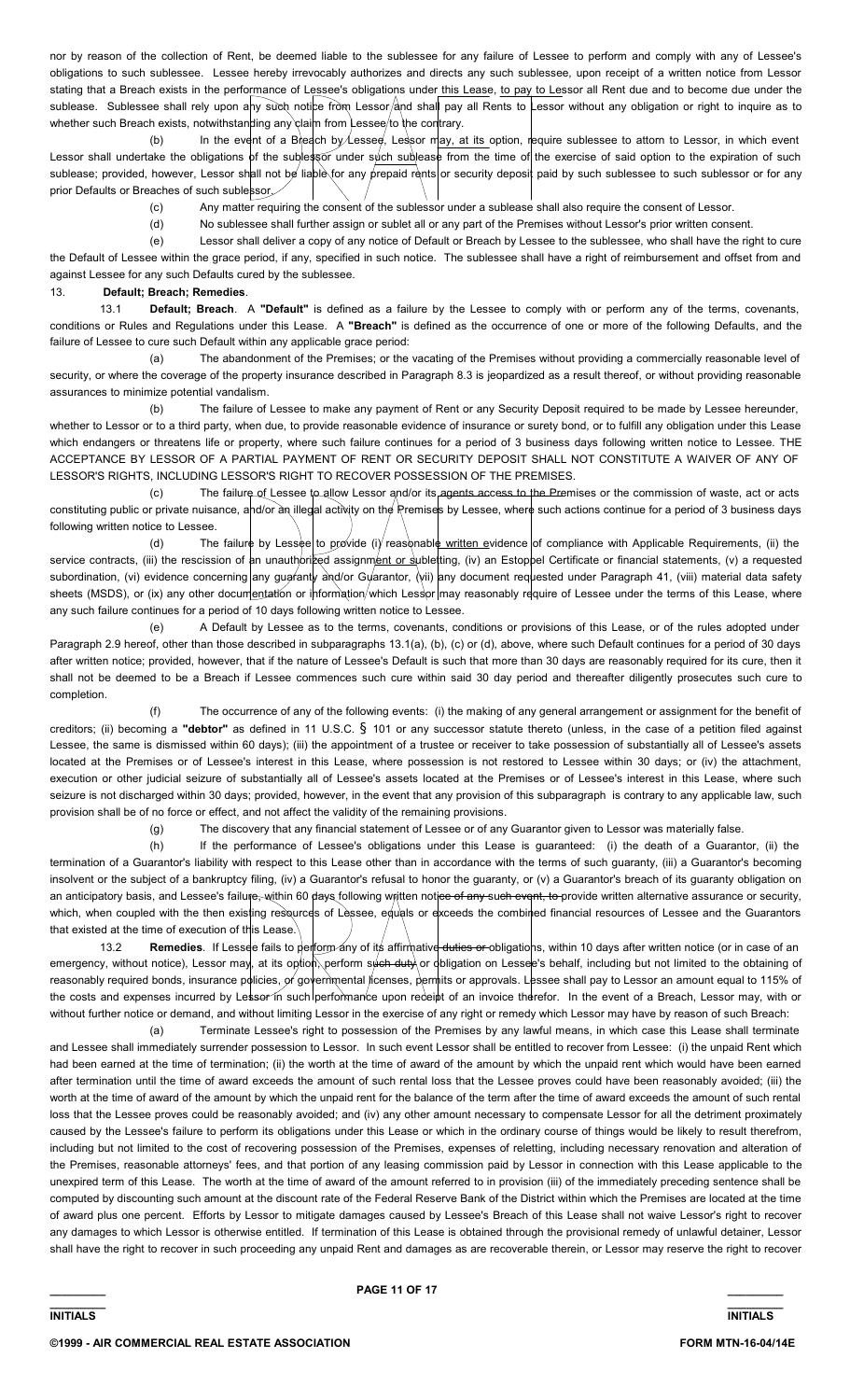nor by reason of the collection of Rent, be deemed liable to the sublessee for any failure of Lessee to perform and comply with any of Lessee's obligations to such sublessee. Lessee hereby irrevocably authorizes and directs any such sublessee, upon receipt of a written notice from Lessor stating that a Breach exists in the performance of Lessee's obligations under this Lease, to pay to Lessor all Rent due and to become due under the sublease. Sublessee shall rely upon any such notice from Lessor and shall pay all Rents to Lessor without any obligation or right to inquire as to whether such Breach exists, notwithstanding any claim from Lessee to the contrary.

(b) In the event of a Breach by Lessee, Lessor may, at its option, require sublessee to attorn to Lessor, in which event Lessor shall undertake the obligations of the sublessor under such sublease from the time of the exercise of said option to the expiration of such sublease; provided, however, Lessor shall not be liable for any prepaid rents or security deposit paid by such sublessee to such sublessor or for any prior Defaults or Breaches of such sublessor.

(c) Any matter requiring the consent of the sublessor under a sublease shall also require the consent of Lessor.

(d) No sublessee shall further assign or sublet all or any part of the Premises without Lessor's prior written consent.

(e) Lessor shall deliver a copy of any notice of Default or Breach by Lessee to the sublessee, who shall have the right to cure the Default of Lessee within the grace period, if any, specified in such notice. The sublessee shall have a right of reimbursement and offset from and against Lessee for any such Defaults cured by the sublessee.

13. **Default; Breach; Remedies**.

13.1 **Default; Breach**. A **"Default"** is defined as a failure by the Lessee to comply with or perform any of the terms, covenants, conditions or Rules and Regulations under this Lease. A **"Breach"** is defined as the occurrence of one or more of the following Defaults, and the failure of Lessee to cure such Default within any applicable grace period:

(a) The abandonment of the Premises; or the vacating of the Premises without providing a commercially reasonable level of security, or where the coverage of the property insurance described in Paragraph 8.3 is jeopardized as a result thereof, or without providing reasonable assurances to minimize potential vandalism.

(b) The failure of Lessee to make any payment of Rent or any Security Deposit required to be made by Lessee hereunder, whether to Lessor or to a third party, when due, to provide reasonable evidence of insurance or surety bond, or to fulfill any obligation under this Lease which endangers or threatens life or property, where such failure continues for a period of 3 business days following written notice to Lessee. THE ACCEPTANCE BY LESSOR OF A PARTIAL PAYMENT OF RENT OR SECURITY DEPOSIT SHALL NOT CONSTITUTE A WAIVER OF ANY OF LESSOR'S RIGHTS, INCLUDING LESSOR'S RIGHT TO RECOVER POSSESSION OF THE PREMISES.

(c) The failure of Lessee to allow Lessor and/or its agents access to the Premises or the commission of waste, act or acts constituting public or private nuisance, and/or an illegal activity on the Premises by Lessee, where such actions continue for a period of 3 business days following written notice to Lessee.

(d) The failure by Lessee to provide (i) reasonable written evidence of compliance with Applicable Requirements, (ii) the service contracts, (iii) the rescission of an unauthorized assignment or subletting, (iv) an Estoppel Certificate or financial statements, (v) a requested subordination, (vi) evidence concerning any guaranty and/or Guarantor, (vii) any document requested under Paragraph 41, (viii) material data safety sheets (MSDS), or (ix) any other documentation or information which Lessor may reasonably require of Lessee under the terms of this Lease, where any such failure continues for a period of 10 days following written notice to Lessee.

(e) A Default by Lessee as to the terms, covenants, conditions or provisions of this Lease, or of the rules adopted under Paragraph 2.9 hereof, other than those described in subparagraphs 13.1(a), (b), (c) or (d), above, where such Default continues for a period of 30 days after written notice; provided, however, that if the nature of Lessee's Default is such that more than 30 days are reasonably required for its cure, then it shall not be deemed to be a Breach if Lessee commences such cure within said 30 day period and thereafter diligently prosecutes such cure to completion.

(f) The occurrence of any of the following events: (i) the making of any general arrangement or assignment for the benefit of creditors; (ii) becoming a **"debtor"** as defined in 11 U.S.C. § 101 or any successor statute thereto (unless, in the case of a petition filed against Lessee, the same is dismissed within 60 days); (iii) the appointment of a trustee or receiver to take possession of substantially all of Lessee's assets located at the Premises or of Lessee's interest in this Lease, where possession is not restored to Lessee within 30 days; or (iv) the attachment, execution or other judicial seizure of substantially all of Lessee's assets located at the Premises or of Lessee's interest in this Lease, where such seizure is not discharged within 30 days; provided, however, in the event that any provision of this subparagraph is contrary to any applicable law, such provision shall be of no force or effect, and not affect the validity of the remaining provisions.

(g) The discovery that any financial statement of Lessee or of any Guarantor given to Lessor was materially false.

(h) If the performance of Lessee's obligations under this Lease is guaranteed: (i) the death of a Guarantor, (ii) the termination of a Guarantor's liability with respect to this Lease other than in accordance with the terms of such guaranty, (iii) a Guarantor's becoming insolvent or the subject of a bankruptcy filing, (iv) a Guarantor's refusal to honor the guaranty, or (v) a Guarantor's breach of its guaranty obligation on an anticipatory basis, and Lessee's failure, within 60 days following written notice of any such event, to provide written alternative assurance or security, which, when coupled with the then existing resources of Lessee, equals or exceeds the combined financial resources of Lessee and the Guarantors that existed at the time of execution of this Lease.

13.2 **Remedies**. If Lessee fails to perform any of its affirmative duties or obligations, within 10 days after written notice (or in case of an emergency, without notice), Lessor may, at its option, perform such duty or obligation on Lessee's behalf, including but not limited to the obtaining of reasonably required bonds, insurance policies, or governmental licenses, permits or approvals. Lessee shall pay to Lessor an amount equal to 115% of the costs and expenses incurred by Lessor in such performance upon receipt of an invoice therefor. In the event of a Breach, Lessor may, with or without further notice or demand, and without limiting Lessor in the exercise of any right or remedy which Lessor may have by reason of such Breach:

(a) Terminate Lessee's right to possession of the Premises by any lawful means, in which case this Lease shall terminate and Lessee shall immediately surrender possession to Lessor. In such event Lessor shall be entitled to recover from Lessee: (i) the unpaid Rent which had been earned at the time of termination; (ii) the worth at the time of award of the amount by which the unpaid rent which would have been earned after termination until the time of award exceeds the amount of such rental loss that the Lessee proves could have been reasonably avoided; (iii) the worth at the time of award of the amount by which the unpaid rent for the balance of the term after the time of award exceeds the amount of such rental loss that the Lessee proves could be reasonably avoided; and (iv) any other amount necessary to compensate Lessor for all the detriment proximately caused by the Lessee's failure to perform its obligations under this Lease or which in the ordinary course of things would be likely to result therefrom, including but not limited to the cost of recovering possession of the Premises, expenses of reletting, including necessary renovation and alteration of the Premises, reasonable attorneys' fees, and that portion of any leasing commission paid by Lessor in connection with this Lease applicable to the unexpired term of this Lease. The worth at the time of award of the amount referred to in provision (iii) of the immediately preceding sentence shall be computed by discounting such amount at the discount rate of the Federal Reserve Bank of the District within which the Premises are located at the time of award plus one percent. Efforts by Lessor to mitigate damages caused by Lessee's Breach of this Lease shall not waive Lessor's right to recover any damages to which Lessor is otherwise entitled. If termination of this Lease is obtained through the provisional remedy of unlawful detainer, Lessor shall have the right to recover in such proceeding any unpaid Rent and damages as are recoverable therein, or Lessor may reserve the right to recover

INITIALS INITIALS

©1999 - AIR COMMERCIAL REAL ESTATE ASSOCIATION FORM MTN-16-04/14E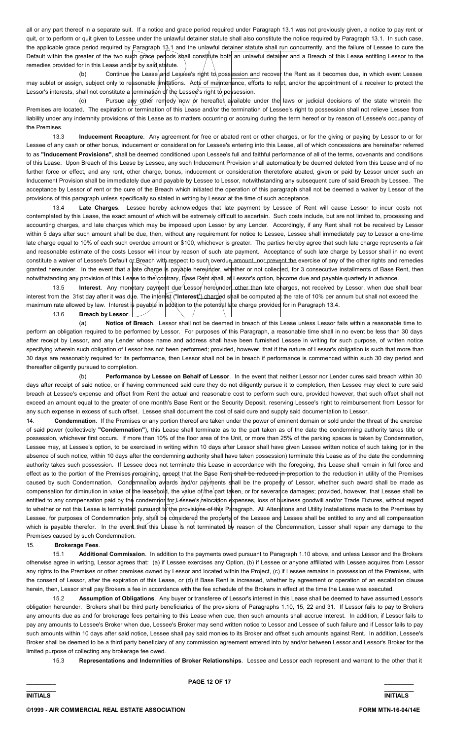all or any part thereof in a separate suit. If a notice and grace period required under Paragraph 13.1 was not previously given, a notice to pay rent or quit, or to perform or quit given to Lessee under the unlawful detainer statute shall also constitute the notice required by Paragraph 13.1. In such case, the applicable grace period required by Paragraph 13.1 and the unlawful detainer statute shall run concurrently, and the failure of Lessee to cure the Default within the greater of the two such grace periods shall constitute both an unlawful detainer and a Breach of this Lease entitling Lessor to the remedies provided for in this Lease and/or by said statute.

(b) Continue the Lease and Lessee's right to possession and recover the Rent as it becomes due, in which event Lessee may sublet or assign, subject only to reasonable limitations. Acts of maintenance, efforts to relet, and/or the appointment of a receiver to protect the Lessor's interests, shall not constitute a termination of the Lessee's right to possession.

(c) Pursue any other remedy now or hereafter available under the laws or judicial decisions of the state wherein the Premises are located. The expiration or termination of this Lease and/or the termination of Lessee's right to possession shall not relieve Lessee from liability under any indemnity provisions of this Lease as to matters occurring or accruing during the term hereof or by reason of Lessee's occupancy of the Premises.

13.3 **Inducement Recapture**. Any agreement for free or abated rent or other charges, or for the giving or paying by Lessor to or for Lessee of any cash or other bonus, inducement or consideration for Lessee's entering into this Lease, all of which concessions are hereinafter referred to as **"Inducement Provisions"**, shall be deemed conditioned upon Lessee's full and faithful performance of all of the terms, covenants and conditions of this Lease. Upon Breach of this Lease by Lessee, any such Inducement Provision shall automatically be deemed deleted from this Lease and of no further force or effect, and any rent, other charge, bonus, inducement or consideration theretofore abated, given or paid by Lessor under such an Inducement Provision shall be immediately due and payable by Lessee to Lessor, notwithstanding any subsequent cure of said Breach by Lessee. The acceptance by Lessor of rent or the cure of the Breach which initiated the operation of this paragraph shall not be deemed a waiver by Lessor of the provisions of this paragraph unless specifically so stated in writing by Lessor at the time of such acceptance.

13.4 **Late Charges**. Lessee hereby acknowledges that late payment by Lessee of Rent will cause Lessor to incur costs not contemplated by this Lease, the exact amount of which will be extremely difficult to ascertain. Such costs include, but are not limited to, processing and accounting charges, and late charges which may be imposed upon Lessor by any Lender. Accordingly, if any Rent shall not be received by Lessor within 5 days after such amount shall be due, then, without any requirement for notice to Lessee, Lessee shall immediately pay to Lessor a one-time late charge equal to 10% of each such overdue amount or $100, whichever is greater. The parties hereby agree that such late charge represents a fair and reasonable estimate of the costs Lessor will incur by reason of such late payment. Acceptance of such late charge by Lessor shall in no event constitute a waiver of Lessee's Default or Breach with respect to such overdue amount, nor prevent the exercise of any of the other rights and remedies granted hereunder. In the event that a late charge is payable hereunder, whether or not collected, for 3 consecutive installments of Base Rent, then notwithstanding any provision of this Lease to the contrary, Base Rent shall, at Lessor's option, become due and payable quarterly in advance.

13.5 **Interest**. Any monetary payment due Lessor hereunder, other than late charges, not received by Lessor, when due shall bear interest from the 31st day after it was due. The interest ("**Interest**") charged shall be computed at the rate of 10% per annum but shall not exceed the maximum rate allowed by law. Interest is payable in addition to the potential late charge provided for in Paragraph 13.4.

13.6 **Breach by Lessor**.

(a) **Notice of Breach**. Lessor shall not be deemed in breach of this Lease unless Lessor fails within a reasonable time to perform an obligation required to be performed by Lessor. For purposes of this Paragraph, a reasonable time shall in no event be less than 30 days after receipt by Lessor, and any Lender whose name and address shall have been furnished Lessee in writing for such purpose, of written notice specifying wherein such obligation of Lessor has not been performed; provided, however, that if the nature of Lessor's obligation is such that more than 30 days are reasonably required for its performance, then Lessor shall not be in breach if performance is commenced within such 30 day period and thereafter diligently pursued to completion.

(b) **Performance by Lessee on Behalf of Lessor**. In the event that neither Lessor nor Lender cures said breach within 30 days after receipt of said notice, or if having commenced said cure they do not diligently pursue it to completion, then Lessee may elect to cure said breach at Lessee's expense and offset from Rent the actual and reasonable cost to perform such cure, provided however, that such offset shall not exceed an amount equal to the greater of one month's Base Rent or the Security Deposit, reserving Lessee's right to reimbursement from Lessor for any such expense in excess of such offset. Lessee shall document the cost of said cure and supply said documentation to Lessor.

14. **Condemnation**. If the Premises or any portion thereof are taken under the power of eminent domain or sold under the threat of the exercise of said power (collectively **"Condemnation"**), this Lease shall terminate as to the part taken as of the date the condemning authority takes title or possession, whichever first occurs. If more than 10% of the floor area of the Unit, or more than 25% of the parking spaces is taken by Condemnation, Lessee may, at Lessee's option, to be exercised in writing within 10 days after Lessor shall have given Lessee written notice of such taking (or in the absence of such notice, within 10 days after the condemning authority shall have taken possession) terminate this Lease as of the date the condemning authority takes such possession. If Lessee does not terminate this Lease in accordance with the foregoing, this Lease shall remain in full force and effect as to the portion of the Premises remaining, except that the Base Rent ~~shall be reduced in proportion~~ to the reduction in utility of the Premises caused by such Condemnation. Condemnation awards and/or payments shall be the property of Lessor, whether such award shall be made as compensation for diminution in value of the leasehold, the value of the part taken, or for severance damages; provided, however, that Lessee shall be entitled to any compensation paid by the condemnor for Lessee's relocation ~~expenses,~~ loss of business goodwill and/or Trade Fixtures, without regard to whether or not this Lease is terminated pursuant to the provisions ~~of this~~ Paragraph. All Alterations and Utility Installations made to the Premises by Lessee, for purposes of Condemnation only, shall be considered the property of the Lessee and Lessee shall be entitled to any and all compensation which is payable therefor. In the event that this Lease is not terminated by reason of the Condemnation, Lessor shall repair any damage to the Premises caused by such Condemnation.

15. **Brokerage Fees**.

15.1 **Additional Commission**. In addition to the payments owed pursuant to Paragraph 1.10 above, and unless Lessor and the Brokers otherwise agree in writing, Lessor agrees that: (a) if Lessee exercises any Option, (b) if Lessee or anyone affiliated with Lessee acquires from Lessor any rights to the Premises or other premises owned by Lessor and located within the Project, (c) if Lessee remains in possession of the Premises, with the consent of Lessor, after the expiration of this Lease, or (d) if Base Rent is increased, whether by agreement or operation of an escalation clause herein, then, Lessor shall pay Brokers a fee in accordance with the fee schedule of the Brokers in effect at the time the Lease was executed.

15.2 **Assumption of Obligations**. Any buyer or transferee of Lessor's interest in this Lease shall be deemed to have assumed Lessor's obligation hereunder. Brokers shall be third party beneficiaries of the provisions of Paragraphs 1.10, 15, 22 and 31. If Lessor fails to pay to Brokers any amounts due as and for brokerage fees pertaining to this Lease when due, then such amounts shall accrue Interest. In addition, if Lessor fails to pay any amounts to Lessee's Broker when due, Lessee's Broker may send written notice to Lessor and Lessee of such failure and if Lessor fails to pay such amounts within 10 days after said notice, Lessee shall pay said monies to its Broker and offset such amounts against Rent. In addition, Lessee's Broker shall be deemed to be a third party beneficiary of any commission agreement entered into by and/or between Lessor and Lessor's Broker for the limited purpose of collecting any brokerage fee owed.

15.3 **Representations and Indemnities of Broker Relationships**. Lessee and Lessor each represent and warrant to the other that it

_________ INITIALS &nbsp;&nbsp;&nbsp;&nbsp;&nbsp;&nbsp;&nbsp;&nbsp; _________ INITIALS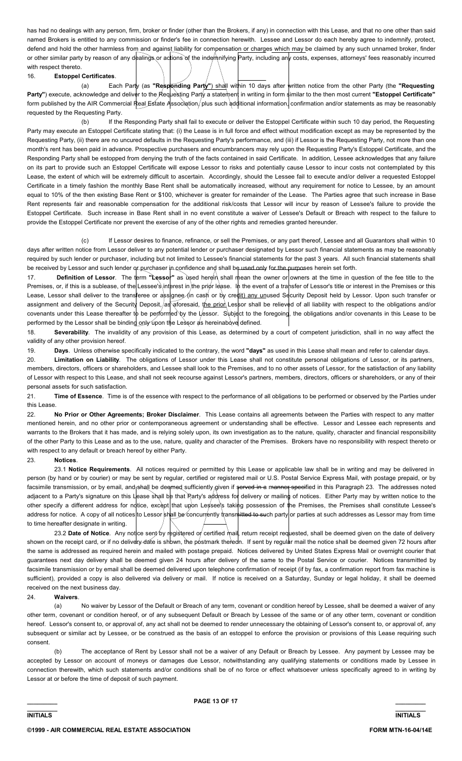has had no dealings with any person, firm, broker or finder (other than the Brokers, if any) in connection with this Lease, and that no one other than said named Brokers is entitled to any commission or finder's fee in connection herewith. Lessee and Lessor do each hereby agree to indemnify, protect, defend and hold the other harmless from and against liability for compensation or charges which may be claimed by any such unnamed broker, finder or other similar party by reason of any dealings or actions of the indemnifying Party, including any costs, expenses, attorneys' fees reasonably incurred with respect thereto.

16. **Estoppel Certificates**.

(a) Each Party (as **"Responding Party"**) shall within 10 days after written notice from the other Party (the **"Requesting Party"**) execute, acknowledge and deliver to the Requesting Party a statement in writing in form similar to the then most current **"Estoppel Certificate"** form published by the AIR Commercial Real Estate Association, plus such additional information, confirmation and/or statements as may be reasonably requested by the Requesting Party.

(b) If the Responding Party shall fail to execute or deliver the Estoppel Certificate within such 10 day period, the Requesting Party may execute an Estoppel Certificate stating that: (i) the Lease is in full force and effect without modification except as may be represented by the Requesting Party, (ii) there are no uncured defaults in the Requesting Party's performance, and (iii) if Lessor is the Requesting Party, not more than one month's rent has been paid in advance. Prospective purchasers and encumbrancers may rely upon the Requesting Party's Estoppel Certificate, and the Responding Party shall be estopped from denying the truth of the facts contained in said Certificate. In addition, Lessee acknowledges that any failure on its part to provide such an Estoppel Certificate will expose Lessor to risks and potentially cause Lessor to incur costs not contemplated by this Lease, the extent of which will be extremely difficult to ascertain. Accordingly, should the Lessee fail to execute and/or deliver a requested Estoppel Certificate in a timely fashion the monthly Base Rent shall be automatically increased, without any requirement for notice to Lessee, by an amount equal to 10% of the then existing Base Rent or $100, whichever is greater for remainder of the Lease. The Parties agree that such increase in Base Rent represents fair and reasonable compensation for the additional risk/costs that Lessor will incur by reason of Lessee's failure to provide the Estoppel Certificate. Such increase in Base Rent shall in no event constitute a waiver of Lessee's Default or Breach with respect to the failure to provide the Estoppel Certificate nor prevent the exercise of any of the other rights and remedies granted hereunder.

(c) If Lessor desires to finance, refinance, or sell the Premises, or any part thereof, Lessee and all Guarantors shall within 10 days after written notice from Lessor deliver to any potential lender or purchaser designated by Lessor such financial statements as may be reasonably required by such lender or purchaser, including but not limited to Lessee's financial statements for the past 3 years. All such financial statements shall be received by Lessor and such lender or purchaser in confidence and shall be used only for the purposes herein set forth.

17. **Definition of Lessor**. The term **"Lessor"** as used herein shall mean the owner or owners at the time in question of the fee title to the Premises, or, if this is a sublease, of the Lessee's interest in the prior lease. In the event of a transfer of Lessor's title or interest in the Premises or this Lease, Lessor shall deliver to the transferee or assignee (in cash or by credit) any unused Security Deposit held by Lessor. Upon such transfer or assignment and delivery of the Security Deposit, as aforesaid, the prior Lessor shall be relieved of all liability with respect to the obligations and/or covenants under this Lease thereafter to be performed by the Lessor. Subject to the foregoing, the obligations and/or covenants in this Lease to be performed by the Lessor shall be binding only upon the Lessor as hereinabove defined.

18. **Severability**. The invalidity of any provision of this Lease, as determined by a court of competent jurisdiction, shall in no way affect the validity of any other provision hereof.

19. **Days**. Unless otherwise specifically indicated to the contrary, the word **"days"** as used in this Lease shall mean and refer to calendar days.

20. **Limitation on Liability**. The obligations of Lessor under this Lease shall not constitute personal obligations of Lessor, or its partners, members, directors, officers or shareholders, and Lessee shall look to the Premises, and to no other assets of Lessor, for the satisfaction of any liability of Lessor with respect to this Lease, and shall not seek recourse against Lessor's partners, members, directors, officers or shareholders, or any of their personal assets for such satisfaction.

21. **Time of Essence**. Time is of the essence with respect to the performance of all obligations to be performed or observed by the Parties under this Lease.

22. **No Prior or Other Agreements; Broker Disclaimer**. This Lease contains all agreements between the Parties with respect to any matter mentioned herein, and no other prior or contemporaneous agreement or understanding shall be effective. Lessor and Lessee each represents and warrants to the Brokers that it has made, and is relying solely upon, its own investigation as to the nature, quality, character and financial responsibility of the other Party to this Lease and as to the use, nature, quality and character of the Premises. Brokers have no responsibility with respect thereto or with respect to any default or breach hereof by either Party.

23. **Notices**.

23.1 **Notice Requirements**. All notices required or permitted by this Lease or applicable law shall be in writing and may be delivered in person (by hand or by courier) or may be sent by regular, certified or registered mail or U.S. Postal Service Express Mail, with postage prepaid, or by facsimile transmission, or by email, and shall be deemed sufficiently given if ~~served in a manner specified~~ in this Paragraph 23. The addresses noted adjacent to a Party's signature on this Lease shall be that Party's address for delivery or mailing of notices. Either Party may by written notice to the other specify a different address for notice, except that upon Lessee's taking possession of the Premises, the Premises shall constitute Lessee's address for notice. A copy of all notices to Lessor shall be concurrently transmitted to such party or parties at such addresses as Lessor may from time to time hereafter designate in writing.

23.2 **Date of Notice**. Any notice sent by registered or certified mail, return receipt requested, shall be deemed given on the date of delivery shown on the receipt card, or if no delivery date is shown, the postmark thereon. If sent by regular mail the notice shall be deemed given 72 hours after the same is addressed as required herein and mailed with postage prepaid. Notices delivered by United States Express Mail or overnight courier that guarantees next day delivery shall be deemed given 24 hours after delivery of the same to the Postal Service or courier. Notices transmitted by facsimile transmission or by email shall be deemed delivered upon telephone confirmation of receipt (if by fax, a confirmation report from fax machine is sufficient), provided a copy is also delivered via delivery or mail. If notice is received on a Saturday, Sunday or legal holiday, it shall be deemed received on the next business day.

24. **Waivers**.

(a) No waiver by Lessor of the Default or Breach of any term, covenant or condition hereof by Lessee, shall be deemed a waiver of any other term, covenant or condition hereof, or of any subsequent Default or Breach by Lessee of the same or of any other term, covenant or condition hereof. Lessor's consent to, or approval of, any act shall not be deemed to render unnecessary the obtaining of Lessor's consent to, or approval of, any subsequent or similar act by Lessee, or be construed as the basis of an estoppel to enforce the provision or provisions of this Lease requiring such consent.

(b) The acceptance of Rent by Lessor shall not be a waiver of any Default or Breach by Lessee. Any payment by Lessee may be accepted by Lessor on account of moneys or damages due Lessor, notwithstanding any qualifying statements or conditions made by Lessee in connection therewith, which such statements and/or conditions shall be of no force or effect whatsoever unless specifically agreed to in writing by Lessor at or before the time of deposit of such payment.

_________ INITIALS _________ INITIALS

©1999 - AIR COMMERCIAL REAL ESTATE ASSOCIATION FORM MTN-16-04/14E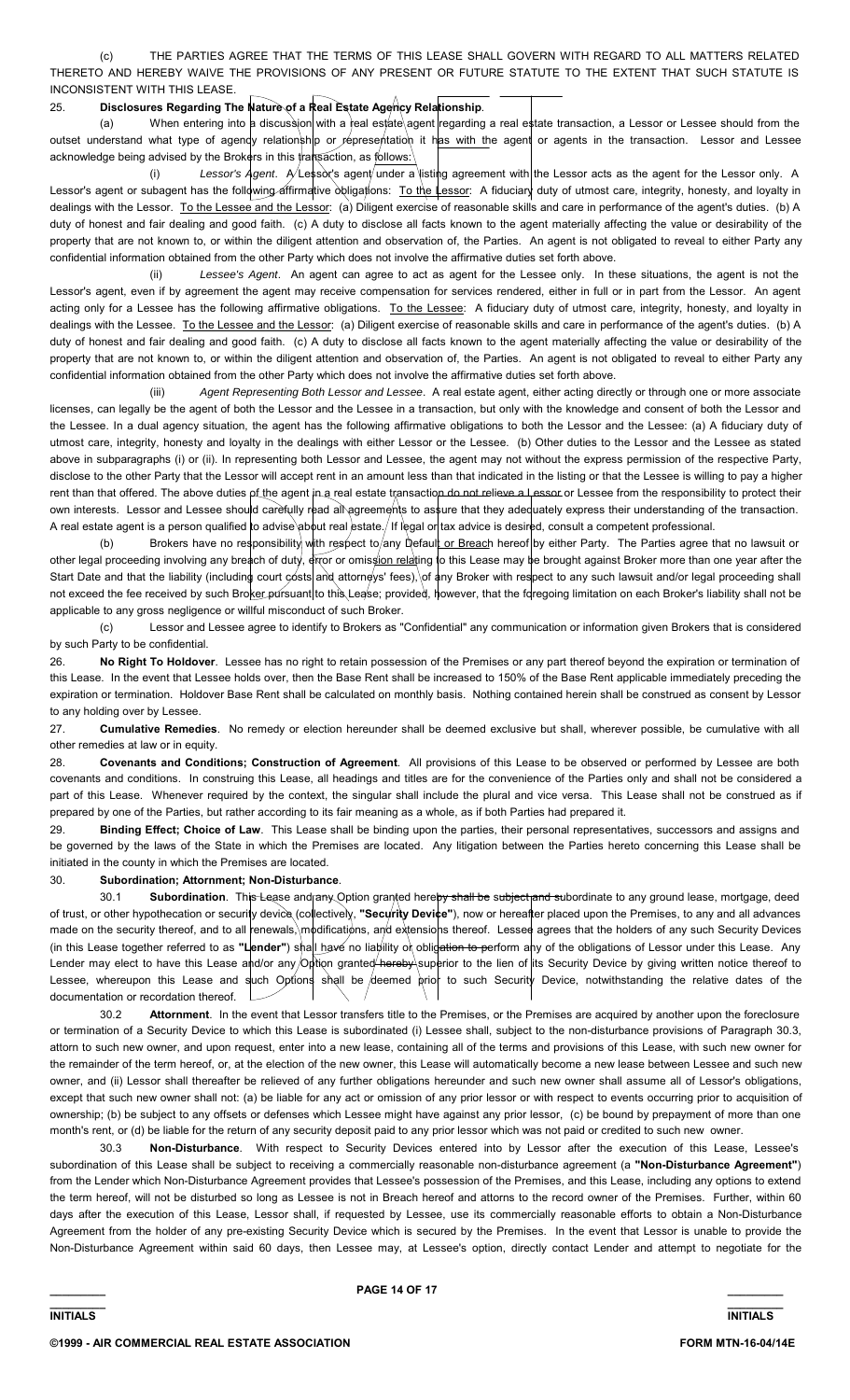(c) THE PARTIES AGREE THAT THE TERMS OF THIS LEASE SHALL GOVERN WITH REGARD TO ALL MATTERS RELATED THERETO AND HEREBY WAIVE THE PROVISIONS OF ANY PRESENT OR FUTURE STATUTE TO THE EXTENT THAT SUCH STATUTE IS INCONSISTENT WITH THIS LEASE.

25. **Disclosures Regarding The Nature of a Real Estate Agency Relationship**.

(a) When entering into a discussion with a real estate agent regarding a real estate transaction, a Lessor or Lessee should from the outset understand what type of agency relationship or representation it has with the agent or agents in the transaction. Lessor and Lessee acknowledge being advised by the Brokers in this transaction, as follows:

(i) *Lessor's Agent*. A Lessor's agent under a listing agreement with the Lessor acts as the agent for the Lessor only. A Lessor's agent or subagent has the following affirmative obligations: To the Lessor: A fiduciary duty of utmost care, integrity, honesty, and loyalty in dealings with the Lessor. To the Lessee and the Lessor: (a) Diligent exercise of reasonable skills and care in performance of the agent's duties. (b) A duty of honest and fair dealing and good faith. (c) A duty to disclose all facts known to the agent materially affecting the value or desirability of the property that are not known to, or within the diligent attention and observation of, the Parties. An agent is not obligated to reveal to either Party any confidential information obtained from the other Party which does not involve the affirmative duties set forth above.

(ii) *Lessee's Agent*. An agent can agree to act as agent for the Lessee only. In these situations, the agent is not the Lessor's agent, even if by agreement the agent may receive compensation for services rendered, either in full or in part from the Lessor. An agent acting only for a Lessee has the following affirmative obligations. To the Lessee: A fiduciary duty of utmost care, integrity, honesty, and loyalty in dealings with the Lessee. To the Lessee and the Lessor: (a) Diligent exercise of reasonable skills and care in performance of the agent's duties. (b) A duty of honest and fair dealing and good faith. (c) A duty to disclose all facts known to the agent materially affecting the value or desirability of the property that are not known to, or within the diligent attention and observation of, the Parties. An agent is not obligated to reveal to either Party any confidential information obtained from the other Party which does not involve the affirmative duties set forth above.

(iii) *Agent Representing Both Lessor and Lessee*. A real estate agent, either acting directly or through one or more associate licenses, can legally be the agent of both the Lessor and the Lessee in a transaction, but only with the knowledge and consent of both the Lessor and the Lessee. In a dual agency situation, the agent has the following affirmative obligations to both the Lessor and the Lessee: (a) A fiduciary duty of utmost care, integrity, honesty and loyalty in the dealings with either Lessor or the Lessee. (b) Other duties to the Lessor and the Lessee as stated above in subparagraphs (i) or (ii). In representing both Lessor and Lessee, the agent may not without the express permission of the respective Party, disclose to the other Party that the Lessor will accept rent in an amount less than that indicated in the listing or that the Lessee is willing to pay a higher rent than that offered. The above duties of the agent in a real estate transaction do not relieve a Lessor or Lessee from the responsibility to protect their own interests. Lessor and Lessee should carefully read all agreements to assure that they adequately express their understanding of the transaction. A real estate agent is a person qualified to advise about real estate. If legal or tax advice is desired, consult a competent professional.

(b) Brokers have no responsibility with respect to any Default or Breach hereof by either Party. The Parties agree that no lawsuit or other legal proceeding involving any breach of duty, error or omission relating to this Lease may be brought against Broker more than one year after the Start Date and that the liability (including court costs and attorneys' fees), of any Broker with respect to any such lawsuit and/or legal proceeding shall not exceed the fee received by such Broker pursuant to this Lease; provided, however, that the foregoing limitation on each Broker's liability shall not be applicable to any gross negligence or willful misconduct of such Broker.

(c) Lessor and Lessee agree to identify to Brokers as "Confidential" any communication or information given Brokers that is considered by such Party to be confidential.

26. **No Right To Holdover**. Lessee has no right to retain possession of the Premises or any part thereof beyond the expiration or termination of this Lease. In the event that Lessee holds over, then the Base Rent shall be increased to 150% of the Base Rent applicable immediately preceding the expiration or termination. Holdover Base Rent shall be calculated on monthly basis. Nothing contained herein shall be construed as consent by Lessor to any holding over by Lessee.

27. **Cumulative Remedies**. No remedy or election hereunder shall be deemed exclusive but shall, wherever possible, be cumulative with all other remedies at law or in equity.

28. **Covenants and Conditions; Construction of Agreement**. All provisions of this Lease to be observed or performed by Lessee are both covenants and conditions. In construing this Lease, all headings and titles are for the convenience of the Parties only and shall not be considered a part of this Lease. Whenever required by the context, the singular shall include the plural and vice versa. This Lease shall not be construed as if prepared by one of the Parties, but rather according to its fair meaning as a whole, as if both Parties had prepared it.

29. **Binding Effect; Choice of Law**. This Lease shall be binding upon the parties, their personal representatives, successors and assigns and be governed by the laws of the State in which the Premises are located. Any litigation between the Parties hereto concerning this Lease shall be initiated in the county in which the Premises are located.

30. **Subordination; Attornment; Non-Disturbance**.

30.1 **Subordination**. This Lease and any Option granted hereby shall be subject and subordinate to any ground lease, mortgage, deed of trust, or other hypothecation or security device (collectively, **"Security Device"**), now or hereafter placed upon the Premises, to any and all advances made on the security thereof, and to all renewals, modifications, and extensions thereof. Lessee agrees that the holders of any such Security Devices (in this Lease together referred to as **"Lender"**) shall have no liability or obligation to perform any of the obligations of Lessor under this Lease. Any Lender may elect to have this Lease and/or any Option granted hereby superior to the lien of its Security Device by giving written notice thereof to Lessee, whereupon this Lease and such Options shall be deemed prior to such Security Device, notwithstanding the relative dates of the documentation or recordation thereof.

30.2 **Attornment**. In the event that Lessor transfers title to the Premises, or the Premises are acquired by another upon the foreclosure or termination of a Security Device to which this Lease is subordinated (i) Lessee shall, subject to the non-disturbance provisions of Paragraph 30.3, attorn to such new owner, and upon request, enter into a new lease, containing all of the terms and provisions of this Lease, with such new owner for the remainder of the term hereof, or, at the election of the new owner, this Lease will automatically become a new lease between Lessee and such new owner, and (ii) Lessor shall thereafter be relieved of any further obligations hereunder and such new owner shall assume all of Lessor's obligations, except that such new owner shall not: (a) be liable for any act or omission of any prior lessor or with respect to events occurring prior to acquisition of ownership; (b) be subject to any offsets or defenses which Lessee might have against any prior lessor, (c) be bound by prepayment of more than one month's rent, or (d) be liable for the return of any security deposit paid to any prior lessor which was not paid or credited to such new owner.

30.3 **Non-Disturbance**. With respect to Security Devices entered into by Lessor after the execution of this Lease, Lessee's subordination of this Lease shall be subject to receiving a commercially reasonable non-disturbance agreement (a **"Non-Disturbance Agreement"**) from the Lender which Non-Disturbance Agreement provides that Lessee's possession of the Premises, and this Lease, including any options to extend the term hereof, will not be disturbed so long as Lessee is not in Breach hereof and attorns to the record owner of the Premises. Further, within 60 days after the execution of this Lease, Lessor shall, if requested by Lessee, use its commercially reasonable efforts to obtain a Non-Disturbance Agreement from the holder of any pre-existing Security Device which is secured by the Premises. In the event that Lessor is unable to provide the Non-Disturbance Agreement within said 60 days, then Lessee may, at Lessee's option, directly contact Lender and attempt to negotiate for the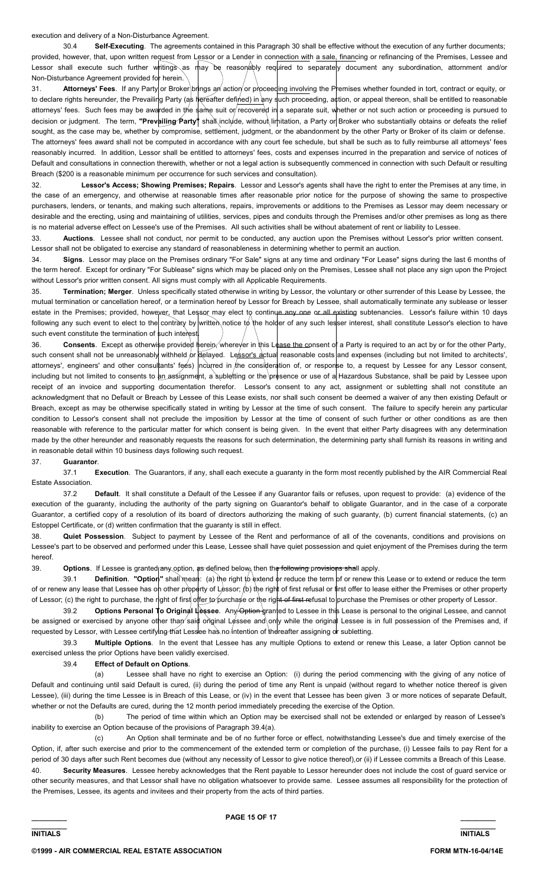execution and delivery of a Non-Disturbance Agreement.

30.4 **Self-Executing**. The agreements contained in this Paragraph 30 shall be effective without the execution of any further documents; provided, however, that, upon written request from Lessor or a Lender in connection with a sale, financing or refinancing of the Premises, Lessee and Lessor shall execute such further writings as may be reasonably required to separately document any subordination, attornment and/or Non-Disturbance Agreement provided for herein.

31. **Attorneys' Fees**. If any Party or Broker brings an action or proceeding involving the Premises whether founded in tort, contract or equity, or to declare rights hereunder, the Prevailing Party (as hereafter defined) in any such proceeding, action, or appeal thereon, shall be entitled to reasonable attorneys' fees. Such fees may be awarded in the same suit or recovered in a separate suit, whether or not such action or proceeding is pursued to decision or judgment. The term, **"Prevailing Party"** shall include, without limitation, a Party or Broker who substantially obtains or defeats the relief sought, as the case may be, whether by compromise, settlement, judgment, or the abandonment by the other Party or Broker of its claim or defense. The attorneys' fees award shall not be computed in accordance with any court fee schedule, but shall be such as to fully reimburse all attorneys' fees reasonably incurred. In addition, Lessor shall be entitled to attorneys' fees, costs and expenses incurred in the preparation and service of notices of Default and consultations in connection therewith, whether or not a legal action is subsequently commenced in connection with such Default or resulting Breach ($200 is a reasonable minimum per occurrence for such services and consultation).

32. **Lessor's Access; Showing Premises; Repairs**. Lessor and Lessor's agents shall have the right to enter the Premises at any time, in the case of an emergency, and otherwise at reasonable times after reasonable prior notice for the purpose of showing the same to prospective purchasers, lenders, or tenants, and making such alterations, repairs, improvements or additions to the Premises as Lessor may deem necessary or desirable and the erecting, using and maintaining of utilities, services, pipes and conduits through the Premises and/or other premises as long as there is no material adverse effect on Lessee's use of the Premises. All such activities shall be without abatement of rent or liability to Lessee.

33. **Auctions**. Lessee shall not conduct, nor permit to be conducted, any auction upon the Premises without Lessor's prior written consent. Lessor shall not be obligated to exercise any standard of reasonableness in determining whether to permit an auction.

34. **Signs**. Lessor may place on the Premises ordinary "For Sale" signs at any time and ordinary "For Lease" signs during the last 6 months of the term hereof. Except for ordinary "For Sublease" signs which may be placed only on the Premises, Lessee shall not place any sign upon the Project without Lessor's prior written consent. All signs must comply with all Applicable Requirements.

35. **Termination; Merger**. Unless specifically stated otherwise in writing by Lessor, the voluntary or other surrender of this Lease by Lessee, the mutual termination or cancellation hereof, or a termination hereof by Lessor for Breach by Lessee, shall automatically terminate any sublease or lesser estate in the Premises; provided, however, that Lessor may elect to continue any one or all existing subtenancies. Lessor's failure within 10 days following any such event to elect to the contrary by written notice to the holder of any such lesser interest, shall constitute Lessor's election to have such event constitute the termination of such interest.

36. **Consents**. Except as otherwise provided herein, wherever in this Lease the consent of a Party is required to an act by or for the other Party, such consent shall not be unreasonably withheld or delayed. Lessor's actual reasonable costs and expenses (including but not limited to architects', attorneys', engineers' and other consultants' fees) incurred in the consideration of, or response to, a request by Lessee for any Lessor consent, including but not limited to consents to an assignment, a subletting or the presence or use of a Hazardous Substance, shall be paid by Lessee upon receipt of an invoice and supporting documentation therefor. Lessor's consent to any act, assignment or subletting shall not constitute an acknowledgment that no Default or Breach by Lessee of this Lease exists, nor shall such consent be deemed a waiver of any then existing Default or Breach, except as may be otherwise specifically stated in writing by Lessor at the time of such consent. The failure to specify herein any particular condition to Lessor's consent shall not preclude the imposition by Lessor at the time of consent of such further or other conditions as are then reasonable with reference to the particular matter for which consent is being given. In the event that either Party disagrees with any determination made by the other hereunder and reasonably requests the reasons for such determination, the determining party shall furnish its reasons in writing and in reasonable detail within 10 business days following such request.

37. **Guarantor**.

37.1 **Execution**. The Guarantors, if any, shall each execute a guaranty in the form most recently published by the AIR Commercial Real Estate Association.

37.2 **Default**. It shall constitute a Default of the Lessee if any Guarantor fails or refuses, upon request to provide: (a) evidence of the execution of the guaranty, including the authority of the party signing on Guarantor's behalf to obligate Guarantor, and in the case of a corporate Guarantor, a certified copy of a resolution of its board of directors authorizing the making of such guaranty, (b) current financial statements, (c) an Estoppel Certificate, or (d) written confirmation that the guaranty is still in effect.

38. **Quiet Possession**. Subject to payment by Lessee of the Rent and performance of all of the covenants, conditions and provisions on Lessee's part to be observed and performed under this Lease, Lessee shall have quiet possession and quiet enjoyment of the Premises during the term hereof.

39. **Options**. If Lessee is granted any option, as defined below, then the following provisions shall apply.

39.1 **Definition**. **"Option"** shall mean: (a) the right to extend or reduce the term of or renew this Lease or to extend or reduce the term of or renew any lease that Lessee has on other property of Lessor; (b) the right of first refusal or first offer to lease either the Premises or other property of Lessor; (c) the right to purchase, the right of first offer to purchase or the right of first refusal to purchase the Premises or other property of Lessor.

39.2 **Options Personal To Original Lessee**. Any Option granted to Lessee in this Lease is personal to the original Lessee, and cannot be assigned or exercised by anyone other than said original Lessee and only while the original Lessee is in full possession of the Premises and, if requested by Lessor, with Lessee certifying that Lessee has no intention of thereafter assigning or subletting.

39.3 **Multiple Options**. In the event that Lessee has any multiple Options to extend or renew this Lease, a later Option cannot be exercised unless the prior Options have been validly exercised.

39.4 **Effect of Default on Options**.

(a) Lessee shall have no right to exercise an Option: (i) during the period commencing with the giving of any notice of Default and continuing until said Default is cured, (ii) during the period of time any Rent is unpaid (without regard to whether notice thereof is given Lessee), (iii) during the time Lessee is in Breach of this Lease, or (iv) in the event that Lessee has been given 3 or more notices of separate Default, whether or not the Defaults are cured, during the 12 month period immediately preceding the exercise of the Option.

(b) The period of time within which an Option may be exercised shall not be extended or enlarged by reason of Lessee's inability to exercise an Option because of the provisions of Paragraph 39.4(a).

(c) An Option shall terminate and be of no further force or effect, notwithstanding Lessee's due and timely exercise of the Option, if, after such exercise and prior to the commencement of the extended term or completion of the purchase, (i) Lessee fails to pay Rent for a period of 30 days after such Rent becomes due (without any necessity of Lessor to give notice thereof),or (ii) if Lessee commits a Breach of this Lease.

40. **Security Measures**. Lessee hereby acknowledges that the Rent payable to Lessor hereunder does not include the cost of guard service or other security measures, and that Lessor shall have no obligation whatsoever to provide same. Lessee assumes all responsibility for the protection of the Premises, Lessee, its agents and invitees and their property from the acts of third parties.

_________ INITIALS

_________ INITIALS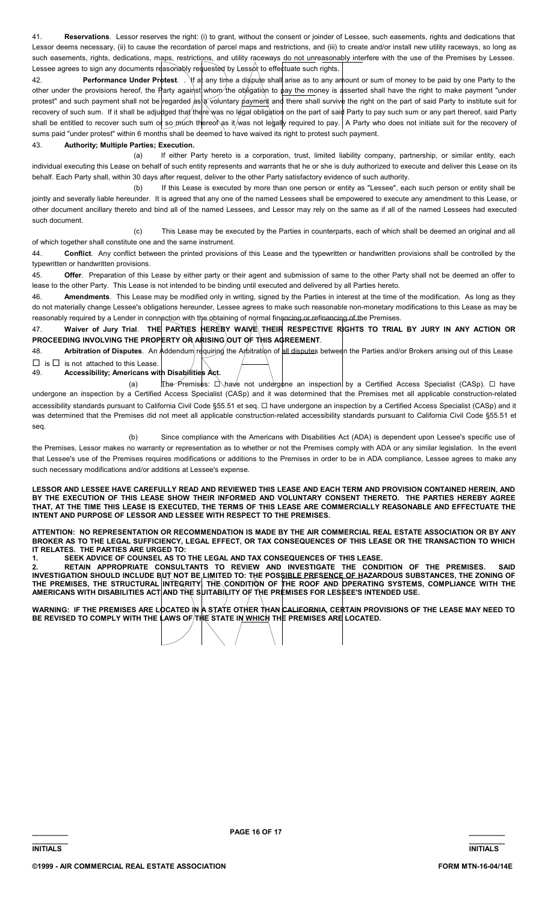41. **Reservations**. Lessor reserves the right: (i) to grant, without the consent or joinder of Lessee, such easements, rights and dedications that Lessor deems necessary, (ii) to cause the recordation of parcel maps and restrictions, and (iii) to create and/or install new utility raceways, so long as such easements, rights, dedications, maps, restrictions, and utility raceways do not unreasonably interfere with the use of the Premises by Lessee. Lessee agrees to sign any documents reasonably requested by Lessor to effectuate such rights.

42. **Performance Under Protest**. . If at any time a dispute shall arise as to any amount or sum of money to be paid by one Party to the other under the provisions hereof, the Party against whom the obligation to pay the money is asserted shall have the right to make payment "under protest" and such payment shall not be regarded as a voluntary payment and there shall survive the right on the part of said Party to institute suit for recovery of such sum. If it shall be adjudged that there was no legal obligation on the part of said Party to pay such sum or any part thereof, said Party shall be entitled to recover such sum or so much thereof as it was not legally required to pay. A Party who does not initiate suit for the recovery of sums paid "under protest" within 6 months shall be deemed to have waived its right to protest such payment.

43. **Authority; Multiple Parties; Execution.**

(a) If either Party hereto is a corporation, trust, limited liability company, partnership, or similar entity, each individual executing this Lease on behalf of such entity represents and warrants that he or she is duly authorized to execute and deliver this Lease on its behalf. Each Party shall, within 30 days after request, deliver to the other Party satisfactory evidence of such authority.

(b) If this Lease is executed by more than one person or entity as "Lessee", each such person or entity shall be jointly and severally liable hereunder. It is agreed that any one of the named Lessees shall be empowered to execute any amendment to this Lease, or other document ancillary thereto and bind all of the named Lessees, and Lessor may rely on the same as if all of the named Lessees had executed such document.

(c) This Lease may be executed by the Parties in counterparts, each of which shall be deemed an original and all of which together shall constitute one and the same instrument.

44. **Conflict**. Any conflict between the printed provisions of this Lease and the typewritten or handwritten provisions shall be controlled by the typewritten or handwritten provisions.

45. **Offer**. Preparation of this Lease by either party or their agent and submission of same to the other Party shall not be deemed an offer to lease to the other Party. This Lease is not intended to be binding until executed and delivered by all Parties hereto.

46. **Amendments**. This Lease may be modified only in writing, signed by the Parties in interest at the time of the modification. As long as they do not materially change Lessee's obligations hereunder, Lessee agrees to make such reasonable non-monetary modifications to this Lease as may be reasonably required by a Lender in connection with the obtaining of normal financing or refinancing of the Premises.

47. **Waiver of Jury Trial**. **THE PARTIES HEREBY WAIVE THEIR RESPECTIVE RIGHTS TO TRIAL BY JURY IN ANY ACTION OR PROCEEDING INVOLVING THE PROPERTY OR ARISING OUT OF THIS AGREEMENT**.

48. **Arbitration of Disputes**. An Addendum requiring the Arbitration of all disputes between the Parties and/or Brokers arising out of this Lease ☐ is ☐ is not attached to this Lease.

49. **Accessibility; Americans with Disabilities Act.**

(a) The Premises: ☐ have not undergone an inspection by a Certified Access Specialist (CASp). ☐ have undergone an inspection by a Certified Access Specialist (CASp) and it was determined that the Premises met all applicable construction-related accessibility standards pursuant to California Civil Code §55.51 et seq. ☐ have undergone an inspection by a Certified Access Specialist (CASp) and it was determined that the Premises did not meet all applicable construction-related accessibility standards pursuant to California Civil Code §55.51 et seq.

(b) Since compliance with the Americans with Disabilities Act (ADA) is dependent upon Lessee's specific use of the Premises, Lessor makes no warranty or representation as to whether or not the Premises comply with ADA or any similar legislation. In the event that Lessee's use of the Premises requires modifications or additions to the Premises in order to be in ADA compliance, Lessee agrees to make any such necessary modifications and/or additions at Lessee's expense.

**LESSOR AND LESSEE HAVE CAREFULLY READ AND REVIEWED THIS LEASE AND EACH TERM AND PROVISION CONTAINED HEREIN, AND BY THE EXECUTION OF THIS LEASE SHOW THEIR INFORMED AND VOLUNTARY CONSENT THERETO. THE PARTIES HEREBY AGREE THAT, AT THE TIME THIS LEASE IS EXECUTED, THE TERMS OF THIS LEASE ARE COMMERCIALLY REASONABLE AND EFFECTUATE THE INTENT AND PURPOSE OF LESSOR AND LESSEE WITH RESPECT TO THE PREMISES.**

**ATTENTION: NO REPRESENTATION OR RECOMMENDATION IS MADE BY THE AIR COMMERCIAL REAL ESTATE ASSOCIATION OR BY ANY BROKER AS TO THE LEGAL SUFFICIENCY, LEGAL EFFECT, OR TAX CONSEQUENCES OF THIS LEASE OR THE TRANSACTION TO WHICH IT RELATES. THE PARTIES ARE URGED TO:**

**1. SEEK ADVICE OF COUNSEL AS TO THE LEGAL AND TAX CONSEQUENCES OF THIS LEASE.**

**2. RETAIN APPROPRIATE CONSULTANTS TO REVIEW AND INVESTIGATE THE CONDITION OF THE PREMISES. SAID INVESTIGATION SHOULD INCLUDE BUT NOT BE LIMITED TO: THE POSSIBLE PRESENCE OF HAZARDOUS SUBSTANCES, THE ZONING OF THE PREMISES, THE STRUCTURAL INTEGRITY, THE CONDITION OF THE ROOF AND OPERATING SYSTEMS, COMPLIANCE WITH THE AMERICANS WITH DISABILITIES ACT AND THE SUITABILITY OF THE PREMISES FOR LESSEE'S INTENDED USE.**

**WARNING: IF THE PREMISES ARE LOCATED IN A STATE OTHER THAN CALIFORNIA, CERTAIN PROVISIONS OF THE LEASE MAY NEED TO BE REVISED TO COMPLY WITH THE LAWS OF THE STATE IN WHICH THE PREMISES ARE LOCATED.**

_________ INITIALS　　　　　　　　　　_________ INITIALS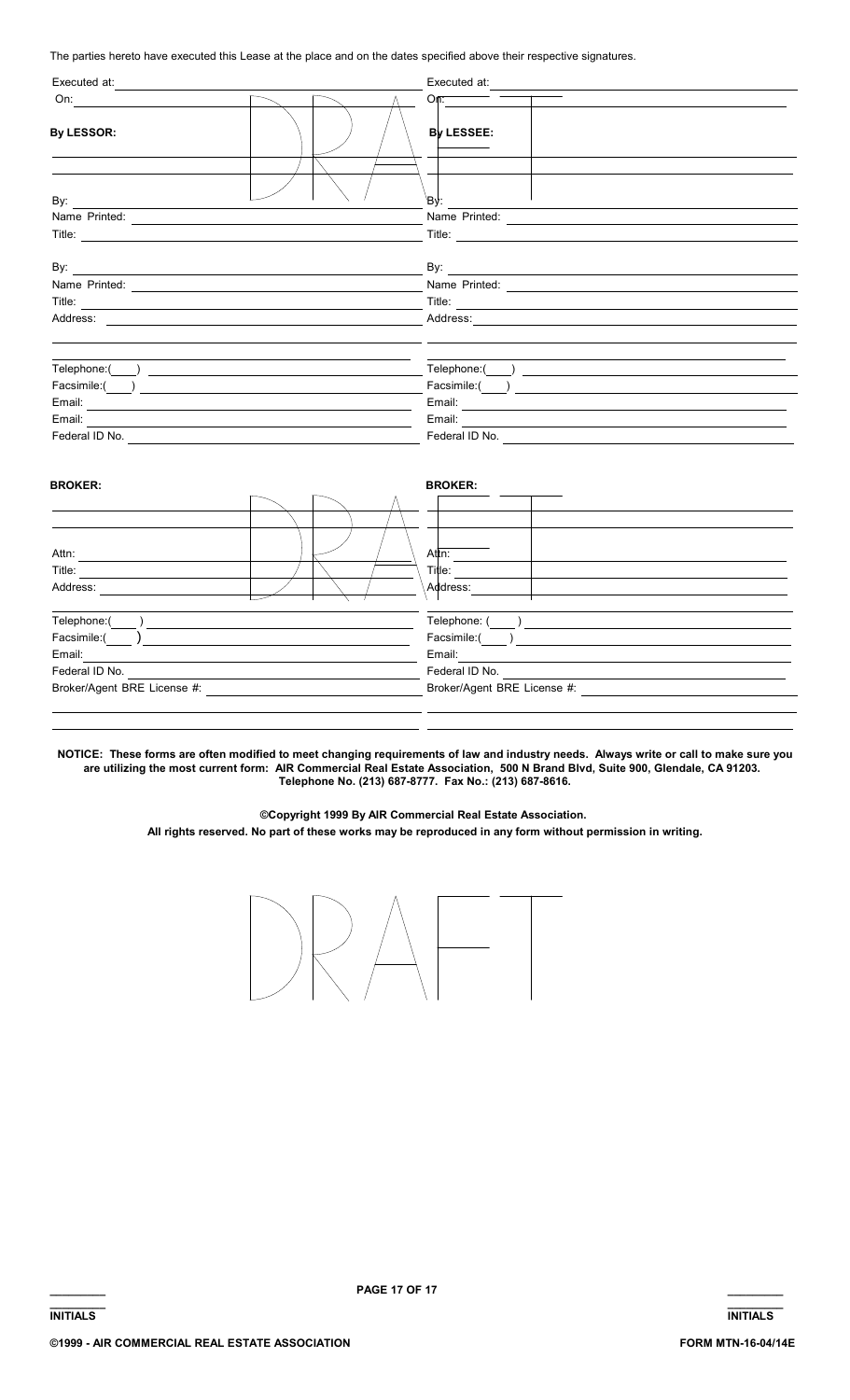The parties hereto have executed this Lease at the place and on the dates specified above their respective signatures.

| | |
|---|---|
| Executed at: | Executed at: |
| On: | On: |
| **By LESSOR:** | **By LESSEE:** |
| By: | By: |
| Name Printed: | Name Printed: |
| Title: | Title: |
| By: | By: |
| Name Printed: | Name Printed: |
| Title: | Title: |
| Address: | Address: |
| Telephone:( ) | Telephone:( ) |
| Facsimile:( ) | Facsimile:( ) |
| Email: | Email: |
| Email: | Email: |
| Federal ID No. | Federal ID No. |

| | |
|---|---|
| **BROKER:** | **BROKER:** |
| Attn: | Attn: |
| Title: | Title: |
| Address: | Address: |
| Telephone:( ) | Telephone: ( ) |
| Facsimile:( ) | Facsimile:( ) |
| Email: | Email: |
| Federal ID No. | Federal ID No. |
| Broker/Agent BRE License #: | Broker/Agent BRE License #: |

**NOTICE: These forms are often modified to meet changing requirements of law and industry needs. Always write or call to make sure you are utilizing the most current form: AIR Commercial Real Estate Association, 500 N Brand Blvd, Suite 900, Glendale, CA 91203. Telephone No. (213) 687-8777. Fax No.: (213) 687-8616.**

**©Copyright 1999 By AIR Commercial Real Estate Association.**

**All rights reserved. No part of these works may be reproduced in any form without permission in writing.**

DRAFT

INITIALS INITIALS